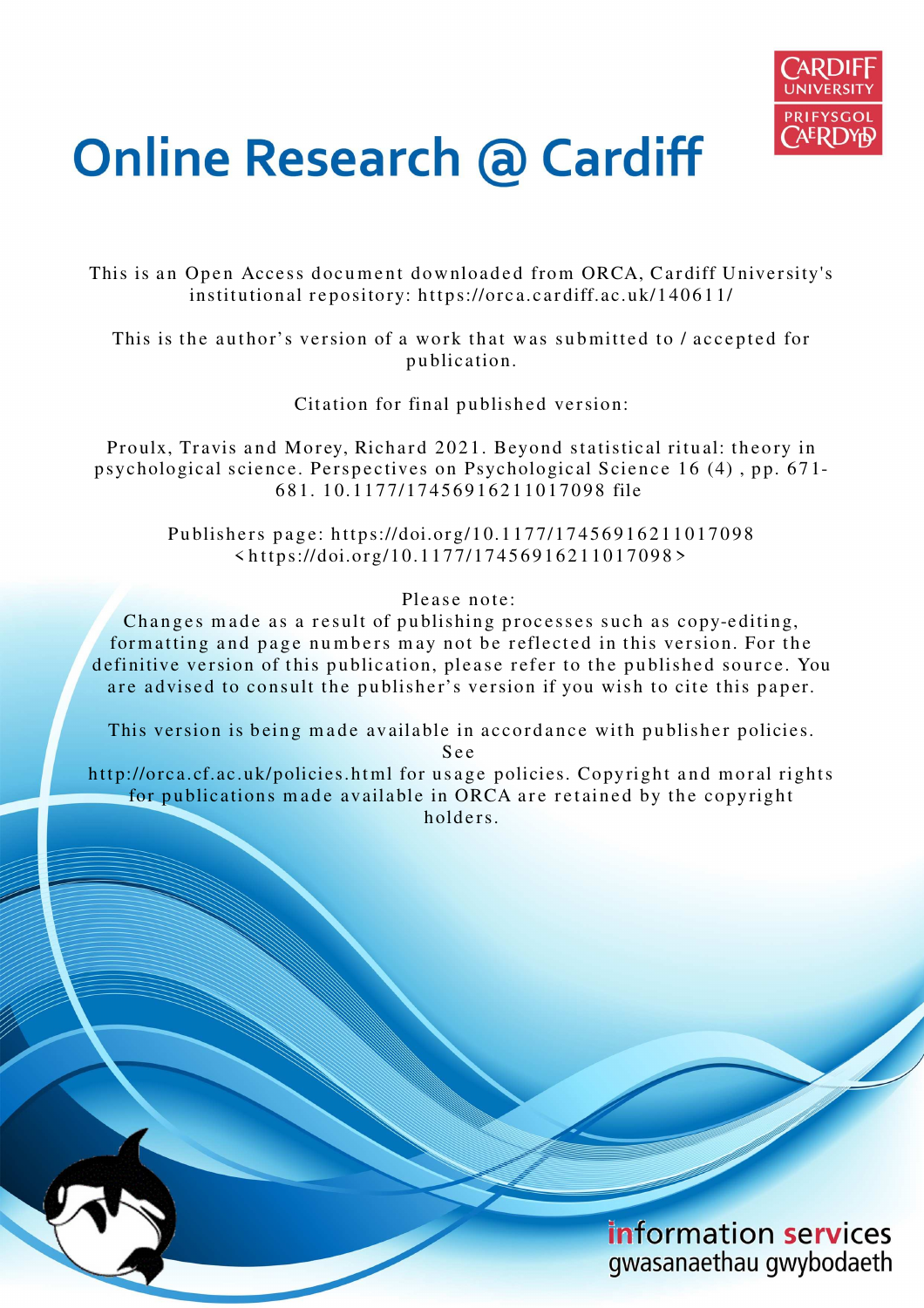# Online Research @ Cardiff

This is an Open Access document downloaded from ORCA, Cardiff University's institutional repository: https://orca.cardiff.ac.uk/140611/

This is the author's version of a work that was submitted to / accepted for publication.

Citation for final published version:

Proulx, Travis and Morey, Richard 2021. Beyond statistical ritual: theory in psychological science. Perspectives on Psychological Science 16 (4) , pp. 671-681. 10.1177/17456916211017098 file

Publishers page: https://doi.org/10.1177/17456916211017098 <https://doi.org/10.1177/17456916211017098>

Please note:
Changes made as a result of publishing processes such as copy-editing, formatting and page numbers may not be reflected in this version. For the definitive version of this publication, please refer to the published source. You are advised to consult the publisher's version if you wish to cite this paper.

This version is being made available in accordance with publisher policies. See http://orca.cf.ac.uk/policies.html for usage policies. Copyright and moral rights for publications made available in ORCA are retained by the copyright holders.

information services
gwasanaethau gwybodaeth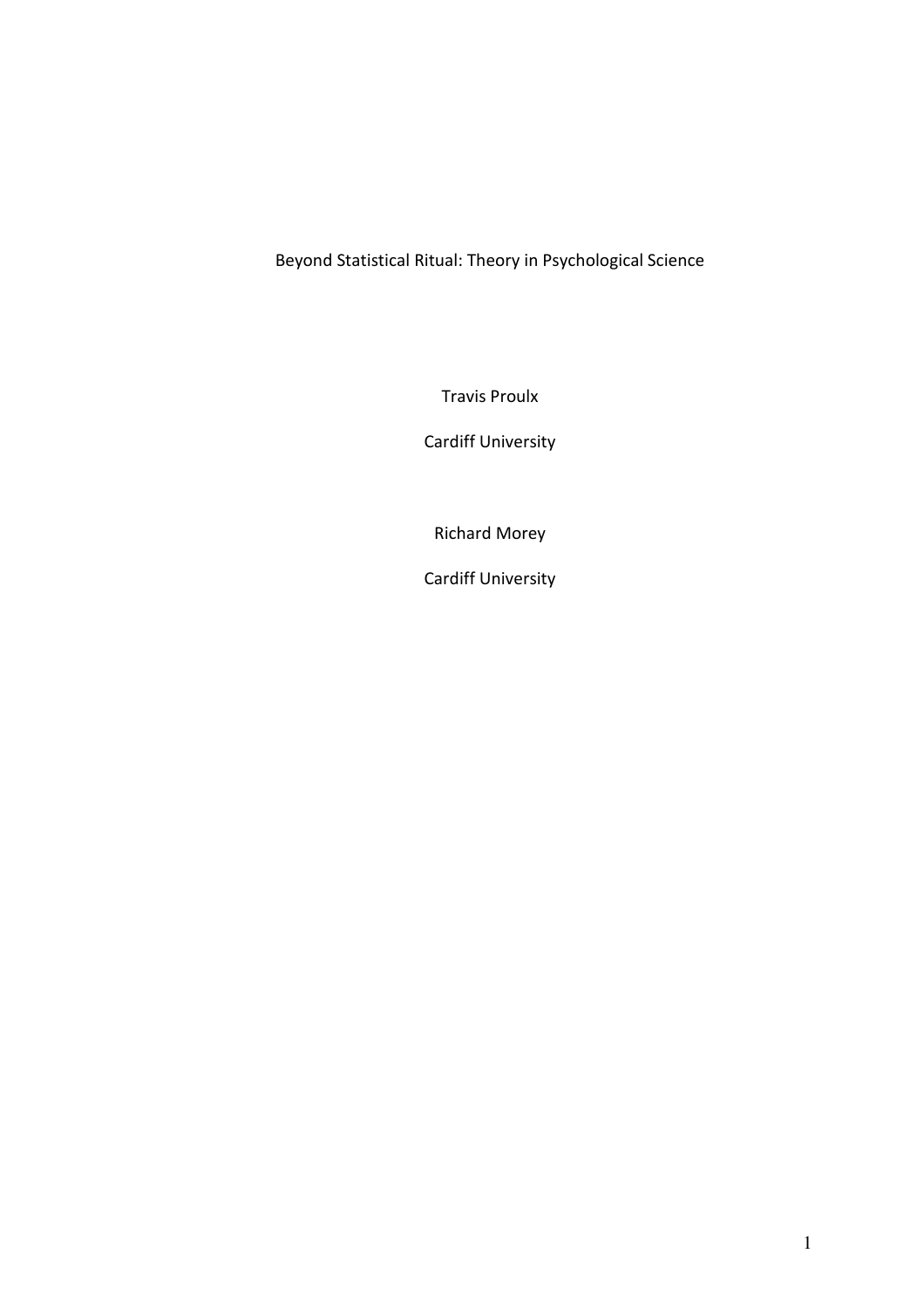# Beyond Statistical Ritual: Theory in Psychological Science

Travis Proulx

Cardiff University

Richard Morey

Cardiff University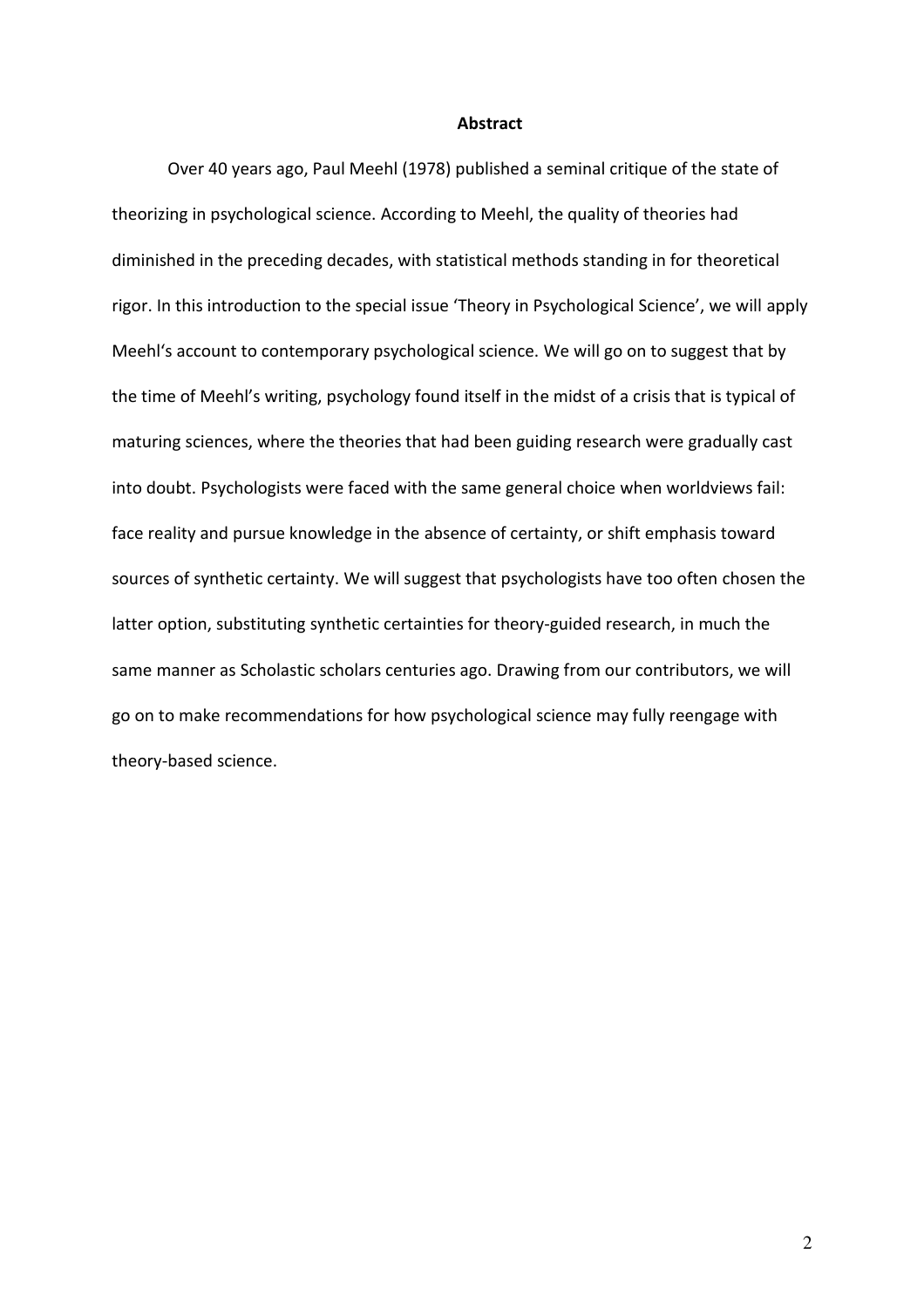**Abstract**

Over 40 years ago, Paul Meehl (1978) published a seminal critique of the state of theorizing in psychological science. According to Meehl, the quality of theories had diminished in the preceding decades, with statistical methods standing in for theoretical rigor. In this introduction to the special issue 'Theory in Psychological Science', we will apply Meehl's account to contemporary psychological science. We will go on to suggest that by the time of Meehl's writing, psychology found itself in the midst of a crisis that is typical of maturing sciences, where the theories that had been guiding research were gradually cast into doubt. Psychologists were faced with the same general choice when worldviews fail: face reality and pursue knowledge in the absence of certainty, or shift emphasis toward sources of synthetic certainty. We will suggest that psychologists have too often chosen the latter option, substituting synthetic certainties for theory-guided research, in much the same manner as Scholastic scholars centuries ago. Drawing from our contributors, we will go on to make recommendations for how psychological science may fully reengage with theory-based science.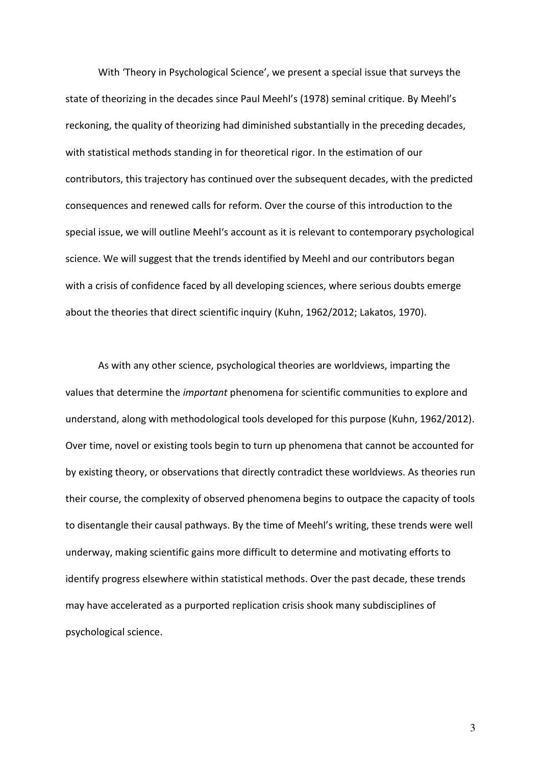With 'Theory in Psychological Science', we present a special issue that surveys the state of theorizing in the decades since Paul Meehl's (1978) seminal critique. By Meehl's reckoning, the quality of theorizing had diminished substantially in the preceding decades, with statistical methods standing in for theoretical rigor. In the estimation of our contributors, this trajectory has continued over the subsequent decades, with the predicted consequences and renewed calls for reform. Over the course of this introduction to the special issue, we will outline Meehl's account as it is relevant to contemporary psychological science. We will suggest that the trends identified by Meehl and our contributors began with a crisis of confidence faced by all developing sciences, where serious doubts emerge about the theories that direct scientific inquiry (Kuhn, 1962/2012; Lakatos, 1970).

As with any other science, psychological theories are worldviews, imparting the values that determine the *important* phenomena for scientific communities to explore and understand, along with methodological tools developed for this purpose (Kuhn, 1962/2012). Over time, novel or existing tools begin to turn up phenomena that cannot be accounted for by existing theory, or observations that directly contradict these worldviews. As theories run their course, the complexity of observed phenomena begins to outpace the capacity of tools to disentangle their causal pathways. By the time of Meehl's writing, these trends were well underway, making scientific gains more difficult to determine and motivating efforts to identify progress elsewhere within statistical methods. Over the past decade, these trends may have accelerated as a purported replication crisis shook many subdisciplines of psychological science.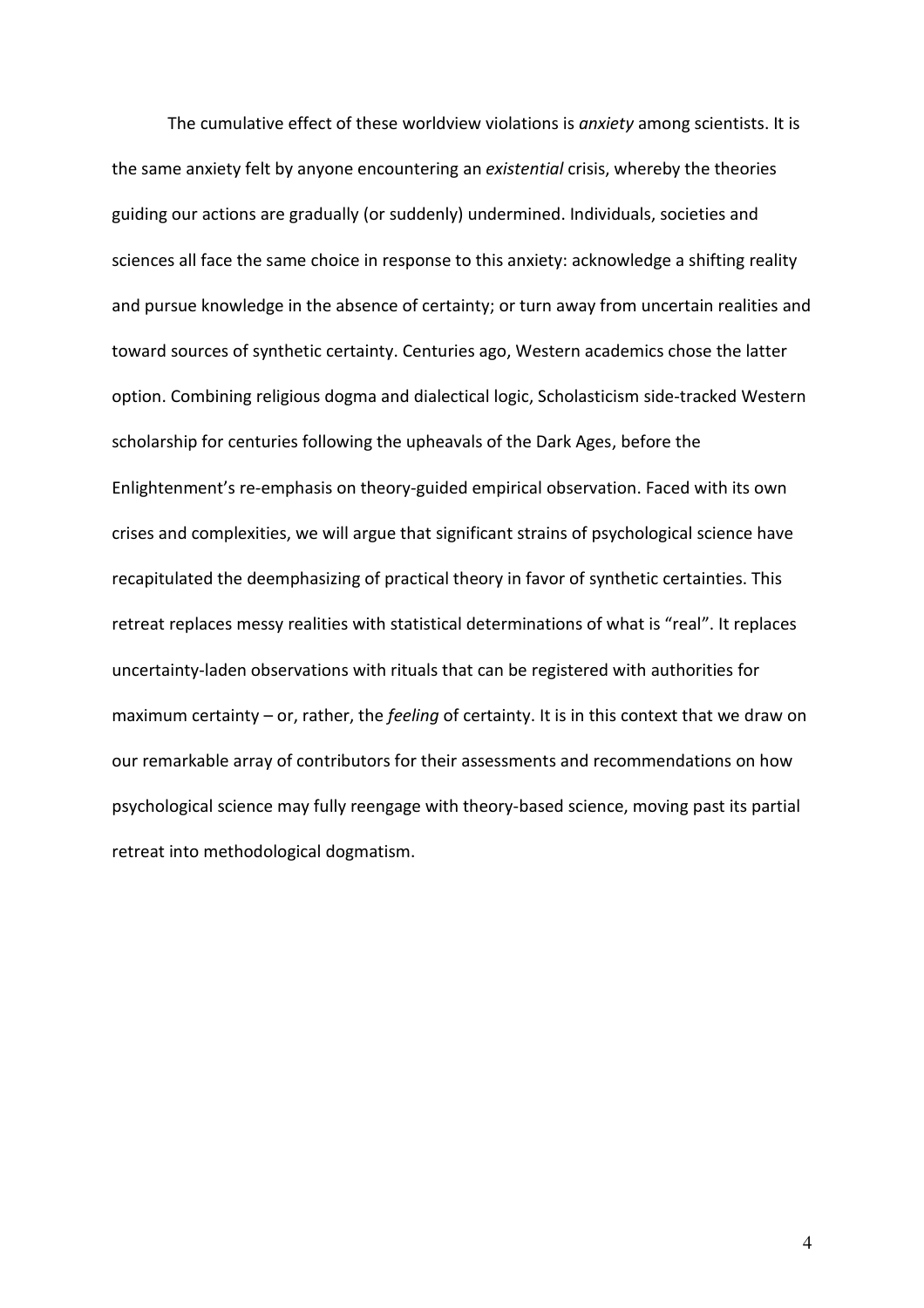The cumulative effect of these worldview violations is *anxiety* among scientists. It is the same anxiety felt by anyone encountering an *existential* crisis, whereby the theories guiding our actions are gradually (or suddenly) undermined. Individuals, societies and sciences all face the same choice in response to this anxiety: acknowledge a shifting reality and pursue knowledge in the absence of certainty; or turn away from uncertain realities and toward sources of synthetic certainty. Centuries ago, Western academics chose the latter option. Combining religious dogma and dialectical logic, Scholasticism side-tracked Western scholarship for centuries following the upheavals of the Dark Ages, before the Enlightenment's re-emphasis on theory-guided empirical observation. Faced with its own crises and complexities, we will argue that significant strains of psychological science have recapitulated the deemphasizing of practical theory in favor of synthetic certainties. This retreat replaces messy realities with statistical determinations of what is "real". It replaces uncertainty-laden observations with rituals that can be registered with authorities for maximum certainty – or, rather, the *feeling* of certainty. It is in this context that we draw on our remarkable array of contributors for their assessments and recommendations on how psychological science may fully reengage with theory-based science, moving past its partial retreat into methodological dogmatism.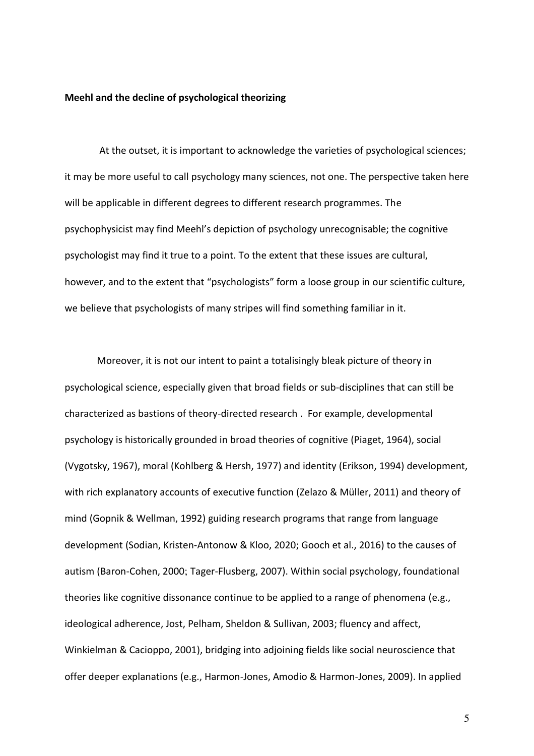**Meehl and the decline of psychological theorizing**

At the outset, it is important to acknowledge the varieties of psychological sciences; it may be more useful to call psychology many sciences, not one. The perspective taken here will be applicable in different degrees to different research programmes. The psychophysicist may find Meehl's depiction of psychology unrecognisable; the cognitive psychologist may find it true to a point. To the extent that these issues are cultural, however, and to the extent that "psychologists" form a loose group in our scientific culture, we believe that psychologists of many stripes will find something familiar in it.

Moreover, it is not our intent to paint a totalisingly bleak picture of theory in psychological science, especially given that broad fields or sub-disciplines that can still be characterized as bastions of theory-directed research . For example, developmental psychology is historically grounded in broad theories of cognitive (Piaget, 1964), social (Vygotsky, 1967), moral (Kohlberg & Hersh, 1977) and identity (Erikson, 1994) development, with rich explanatory accounts of executive function (Zelazo & Müller, 2011) and theory of mind (Gopnik & Wellman, 1992) guiding research programs that range from language development (Sodian, Kristen-Antonow & Kloo, 2020; Gooch et al., 2016) to the causes of autism (Baron-Cohen, 2000; Tager-Flusberg, 2007). Within social psychology, foundational theories like cognitive dissonance continue to be applied to a range of phenomena (e.g., ideological adherence, Jost, Pelham, Sheldon & Sullivan, 2003; fluency and affect, Winkielman & Cacioppo, 2001), bridging into adjoining fields like social neuroscience that offer deeper explanations (e.g., Harmon-Jones, Amodio & Harmon-Jones, 2009). In applied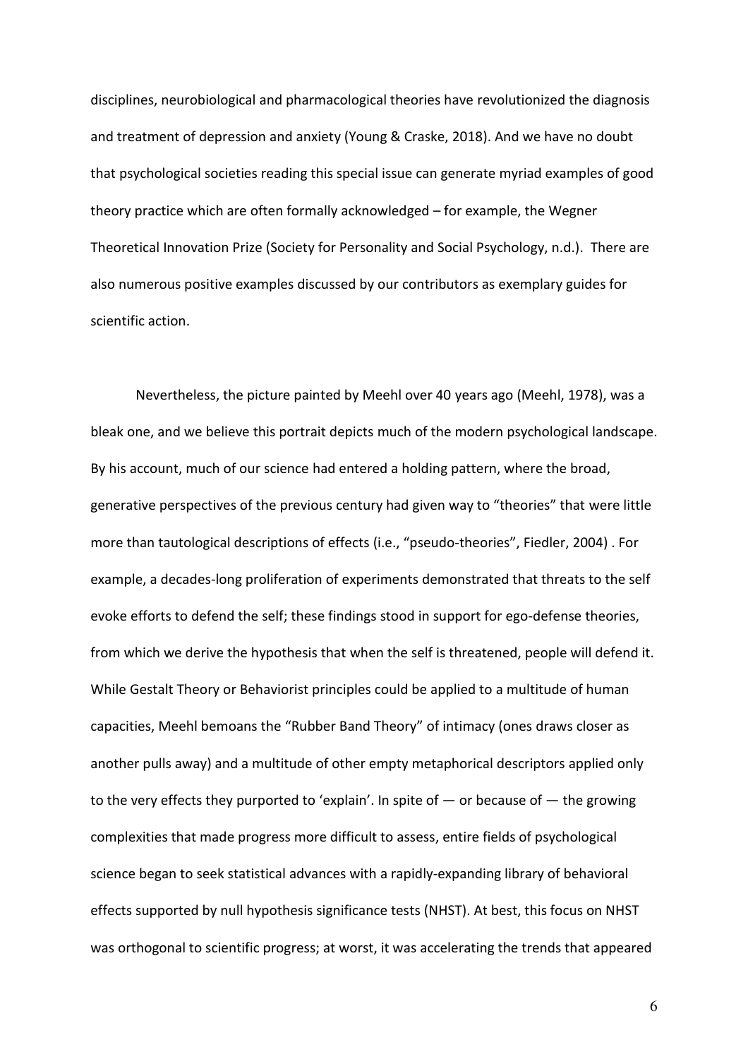disciplines, neurobiological and pharmacological theories have revolutionized the diagnosis and treatment of depression and anxiety (Young & Craske, 2018). And we have no doubt that psychological societies reading this special issue can generate myriad examples of good theory practice which are often formally acknowledged – for example, the Wegner Theoretical Innovation Prize (Society for Personality and Social Psychology, n.d.). There are also numerous positive examples discussed by our contributors as exemplary guides for scientific action.

Nevertheless, the picture painted by Meehl over 40 years ago (Meehl, 1978), was a bleak one, and we believe this portrait depicts much of the modern psychological landscape. By his account, much of our science had entered a holding pattern, where the broad, generative perspectives of the previous century had given way to "theories" that were little more than tautological descriptions of effects (i.e., "pseudo-theories", Fiedler, 2004) . For example, a decades-long proliferation of experiments demonstrated that threats to the self evoke efforts to defend the self; these findings stood in support for ego-defense theories, from which we derive the hypothesis that when the self is threatened, people will defend it. While Gestalt Theory or Behaviorist principles could be applied to a multitude of human capacities, Meehl bemoans the "Rubber Band Theory" of intimacy (ones draws closer as another pulls away) and a multitude of other empty metaphorical descriptors applied only to the very effects they purported to 'explain'. In spite of — or because of — the growing complexities that made progress more difficult to assess, entire fields of psychological science began to seek statistical advances with a rapidly-expanding library of behavioral effects supported by null hypothesis significance tests (NHST). At best, this focus on NHST was orthogonal to scientific progress; at worst, it was accelerating the trends that appeared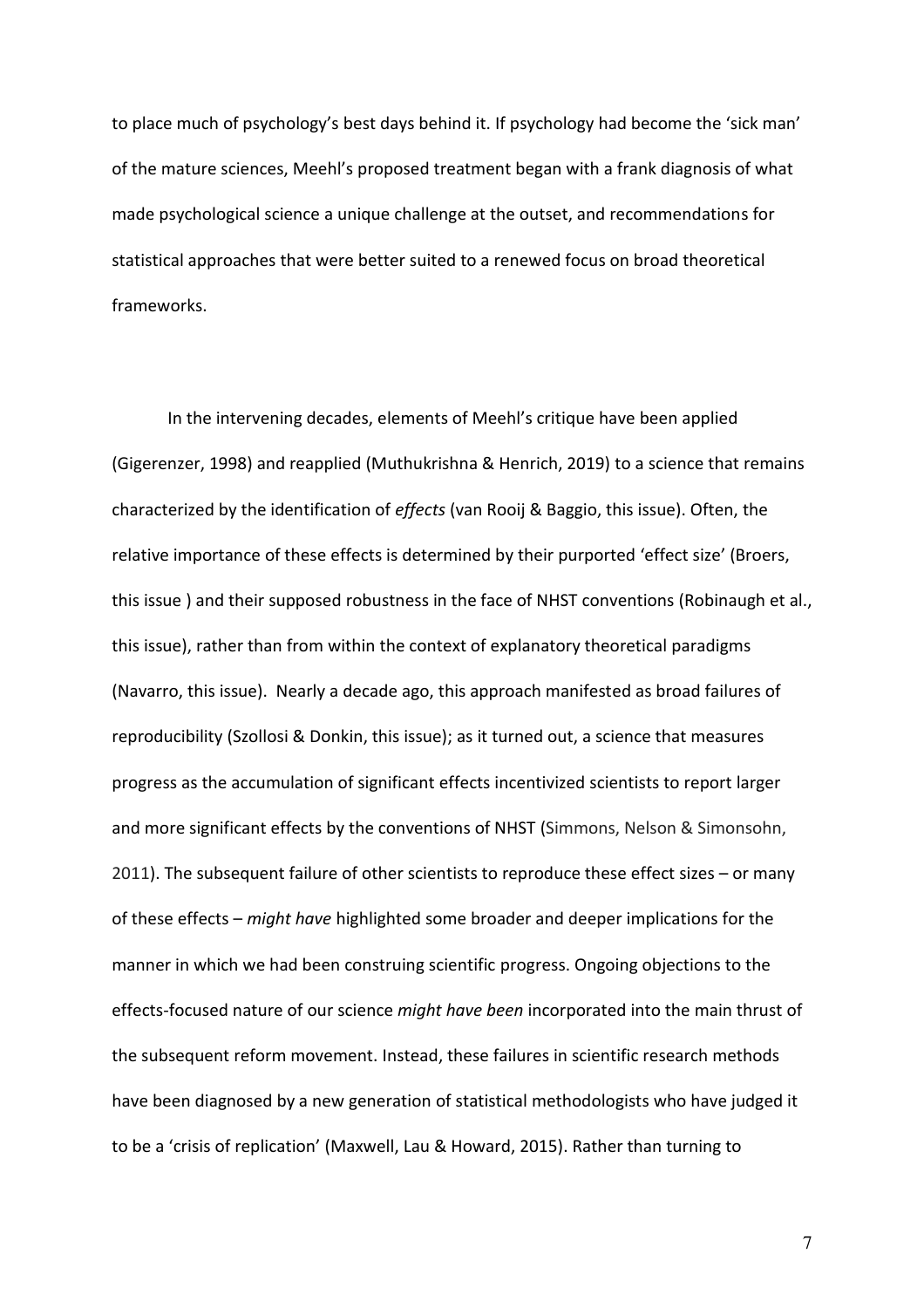to place much of psychology's best days behind it. If psychology had become the 'sick man' of the mature sciences, Meehl's proposed treatment began with a frank diagnosis of what made psychological science a unique challenge at the outset, and recommendations for statistical approaches that were better suited to a renewed focus on broad theoretical frameworks.

In the intervening decades, elements of Meehl's critique have been applied (Gigerenzer, 1998) and reapplied (Muthukrishna & Henrich, 2019) to a science that remains characterized by the identification of *effects* (van Rooij & Baggio, this issue). Often, the relative importance of these effects is determined by their purported 'effect size' (Broers, this issue ) and their supposed robustness in the face of NHST conventions (Robinaugh et al., this issue), rather than from within the context of explanatory theoretical paradigms (Navarro, this issue). Nearly a decade ago, this approach manifested as broad failures of reproducibility (Szollosi & Donkin, this issue); as it turned out, a science that measures progress as the accumulation of significant effects incentivized scientists to report larger and more significant effects by the conventions of NHST (Simmons, Nelson & Simonsohn, 2011). The subsequent failure of other scientists to reproduce these effect sizes – or many of these effects – *might have* highlighted some broader and deeper implications for the manner in which we had been construing scientific progress. Ongoing objections to the effects-focused nature of our science *might have been* incorporated into the main thrust of the subsequent reform movement. Instead, these failures in scientific research methods have been diagnosed by a new generation of statistical methodologists who have judged it to be a 'crisis of replication' (Maxwell, Lau & Howard, 2015). Rather than turning to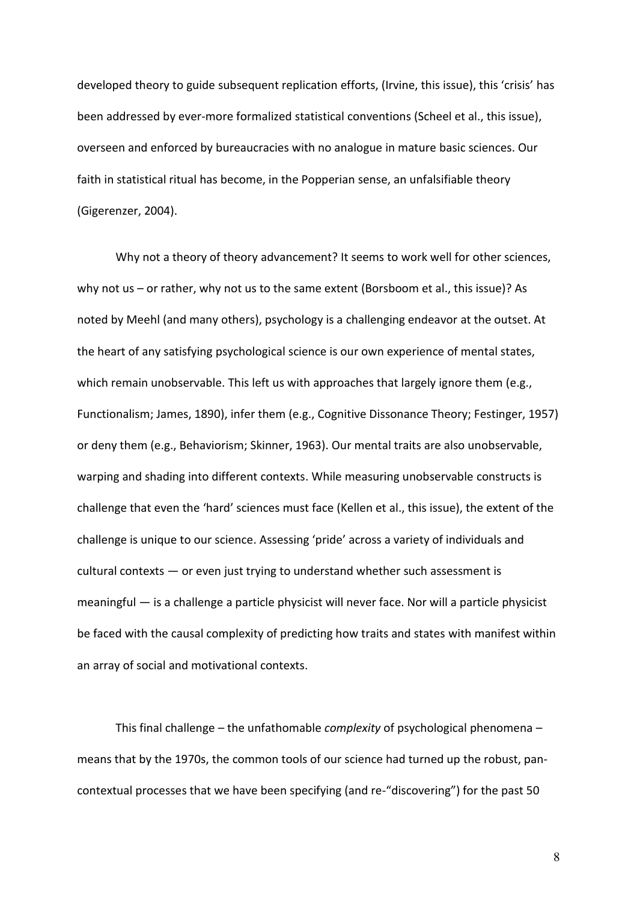developed theory to guide subsequent replication efforts, (Irvine, this issue), this 'crisis' has been addressed by ever-more formalized statistical conventions (Scheel et al., this issue), overseen and enforced by bureaucracies with no analogue in mature basic sciences. Our faith in statistical ritual has become, in the Popperian sense, an unfalsifiable theory (Gigerenzer, 2004).

Why not a theory of theory advancement? It seems to work well for other sciences, why not us – or rather, why not us to the same extent (Borsboom et al., this issue)? As noted by Meehl (and many others), psychology is a challenging endeavor at the outset. At the heart of any satisfying psychological science is our own experience of mental states, which remain unobservable. This left us with approaches that largely ignore them (e.g., Functionalism; James, 1890), infer them (e.g., Cognitive Dissonance Theory; Festinger, 1957) or deny them (e.g., Behaviorism; Skinner, 1963). Our mental traits are also unobservable, warping and shading into different contexts. While measuring unobservable constructs is challenge that even the 'hard' sciences must face (Kellen et al., this issue), the extent of the challenge is unique to our science. Assessing 'pride' across a variety of individuals and cultural contexts — or even just trying to understand whether such assessment is meaningful — is a challenge a particle physicist will never face. Nor will a particle physicist be faced with the causal complexity of predicting how traits and states with manifest within an array of social and motivational contexts.

This final challenge – the unfathomable *complexity* of psychological phenomena – means that by the 1970s, the common tools of our science had turned up the robust, pan-contextual processes that we have been specifying (and re-"discovering") for the past 50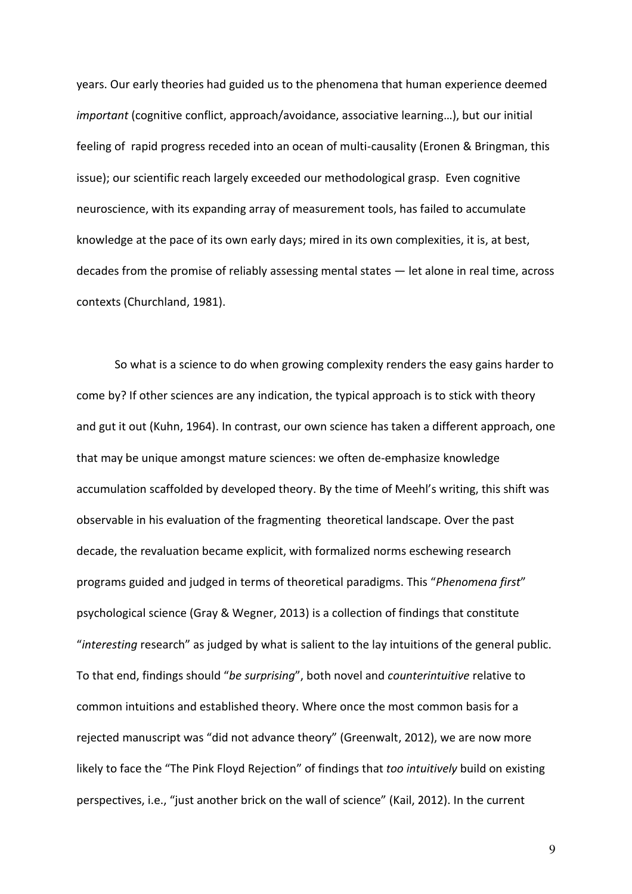years. Our early theories had guided us to the phenomena that human experience deemed *important* (cognitive conflict, approach/avoidance, associative learning…), but our initial feeling of rapid progress receded into an ocean of multi-causality (Eronen & Bringman, this issue); our scientific reach largely exceeded our methodological grasp. Even cognitive neuroscience, with its expanding array of measurement tools, has failed to accumulate knowledge at the pace of its own early days; mired in its own complexities, it is, at best, decades from the promise of reliably assessing mental states — let alone in real time, across contexts (Churchland, 1981).

So what is a science to do when growing complexity renders the easy gains harder to come by? If other sciences are any indication, the typical approach is to stick with theory and gut it out (Kuhn, 1964). In contrast, our own science has taken a different approach, one that may be unique amongst mature sciences: we often de-emphasize knowledge accumulation scaffolded by developed theory. By the time of Meehl's writing, this shift was observable in his evaluation of the fragmenting theoretical landscape. Over the past decade, the revaluation became explicit, with formalized norms eschewing research programs guided and judged in terms of theoretical paradigms. This "*Phenomena first*" psychological science (Gray & Wegner, 2013) is a collection of findings that constitute "*interesting* research" as judged by what is salient to the lay intuitions of the general public. To that end, findings should "*be surprising*", both novel and *counterintuitive* relative to common intuitions and established theory. Where once the most common basis for a rejected manuscript was "did not advance theory" (Greenwalt, 2012), we are now more likely to face the "The Pink Floyd Rejection" of findings that *too intuitively* build on existing perspectives, i.e., "just another brick on the wall of science" (Kail, 2012). In the current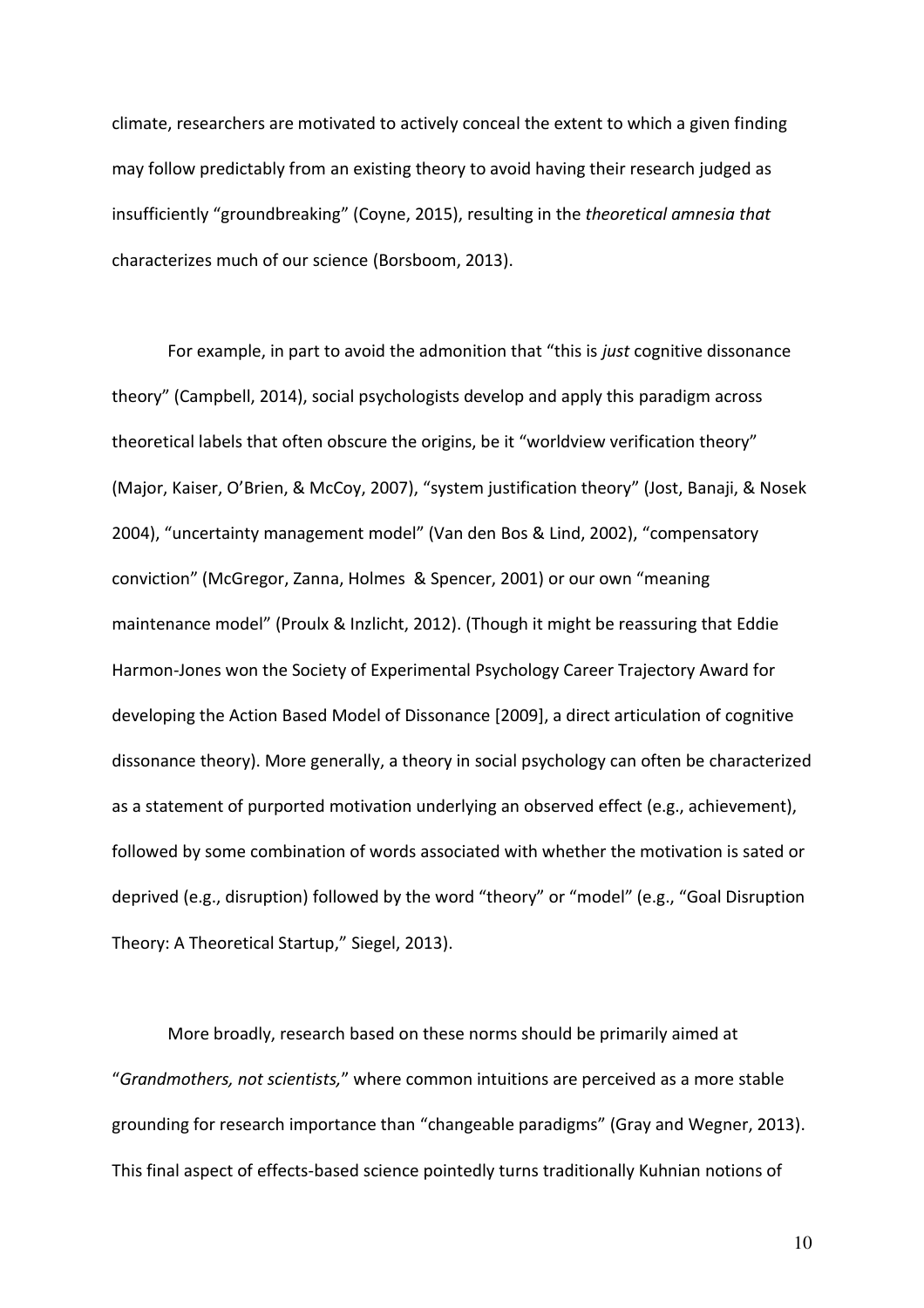climate, researchers are motivated to actively conceal the extent to which a given finding may follow predictably from an existing theory to avoid having their research judged as insufficiently “groundbreaking” (Coyne, 2015), resulting in the *theoretical amnesia that* characterizes much of our science (Borsboom, 2013).

For example, in part to avoid the admonition that “this is *just* cognitive dissonance theory” (Campbell, 2014), social psychologists develop and apply this paradigm across theoretical labels that often obscure the origins, be it “worldview verification theory” (Major, Kaiser, O’Brien, & McCoy, 2007), “system justification theory” (Jost, Banaji, & Nosek 2004), “uncertainty management model” (Van den Bos & Lind, 2002), “compensatory conviction” (McGregor, Zanna, Holmes & Spencer, 2001) or our own “meaning maintenance model” (Proulx & Inzlicht, 2012). (Though it might be reassuring that Eddie Harmon-Jones won the Society of Experimental Psychology Career Trajectory Award for developing the Action Based Model of Dissonance [2009], a direct articulation of cognitive dissonance theory). More generally, a theory in social psychology can often be characterized as a statement of purported motivation underlying an observed effect (e.g., achievement), followed by some combination of words associated with whether the motivation is sated or deprived (e.g., disruption) followed by the word “theory” or “model” (e.g., “Goal Disruption Theory: A Theoretical Startup,” Siegel, 2013).

More broadly, research based on these norms should be primarily aimed at “*Grandmothers, not scientists,*” where common intuitions are perceived as a more stable grounding for research importance than “changeable paradigms” (Gray and Wegner, 2013). This final aspect of effects-based science pointedly turns traditionally Kuhnian notions of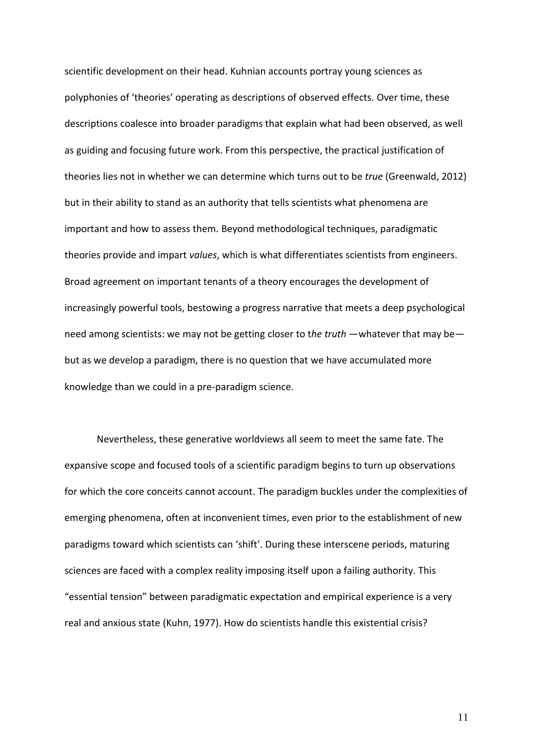scientific development on their head. Kuhnian accounts portray young sciences as polyphonies of 'theories' operating as descriptions of observed effects. Over time, these descriptions coalesce into broader paradigms that explain what had been observed, as well as guiding and focusing future work. From this perspective, the practical justification of theories lies not in whether we can determine which turns out to be *true* (Greenwald, 2012) but in their ability to stand as an authority that tells scientists what phenomena are important and how to assess them. Beyond methodological techniques, paradigmatic theories provide and impart *values*, which is what differentiates scientists from engineers. Broad agreement on important tenants of a theory encourages the development of increasingly powerful tools, bestowing a progress narrative that meets a deep psychological need among scientists: we may not be getting closer to t*he truth* —whatever that may be— but as we develop a paradigm, there is no question that we have accumulated more knowledge than we could in a pre-paradigm science.

Nevertheless, these generative worldviews all seem to meet the same fate. The expansive scope and focused tools of a scientific paradigm begins to turn up observations for which the core conceits cannot account. The paradigm buckles under the complexities of emerging phenomena, often at inconvenient times, even prior to the establishment of new paradigms toward which scientists can 'shift'. During these interscene periods, maturing sciences are faced with a complex reality imposing itself upon a failing authority. This "essential tension" between paradigmatic expectation and empirical experience is a very real and anxious state (Kuhn, 1977). How do scientists handle this existential crisis?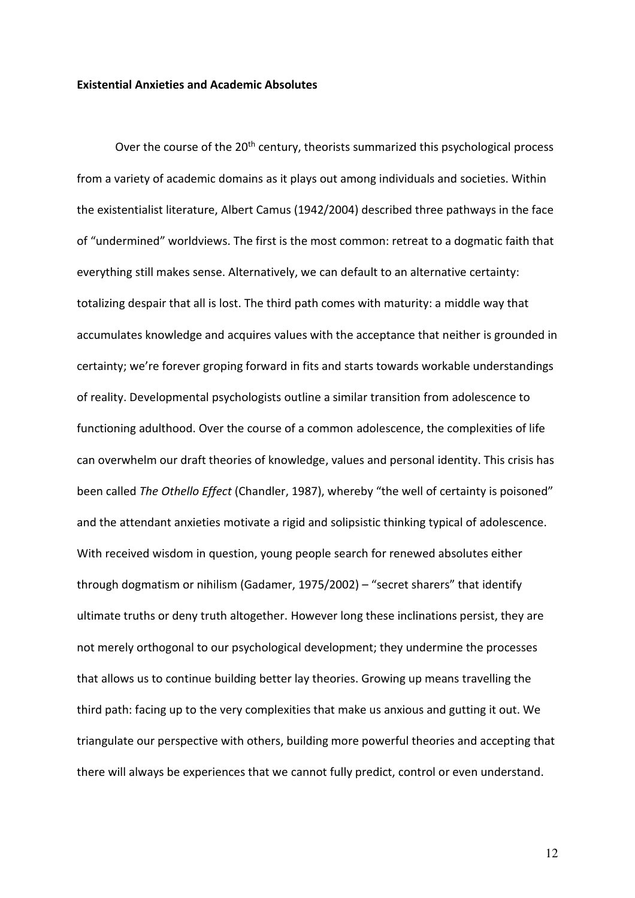**Existential Anxieties and Academic Absolutes**

Over the course of the 20th century, theorists summarized this psychological process from a variety of academic domains as it plays out among individuals and societies. Within the existentialist literature, Albert Camus (1942/2004) described three pathways in the face of "undermined" worldviews. The first is the most common: retreat to a dogmatic faith that everything still makes sense. Alternatively, we can default to an alternative certainty: totalizing despair that all is lost. The third path comes with maturity: a middle way that accumulates knowledge and acquires values with the acceptance that neither is grounded in certainty; we're forever groping forward in fits and starts towards workable understandings of reality. Developmental psychologists outline a similar transition from adolescence to functioning adulthood. Over the course of a common adolescence, the complexities of life can overwhelm our draft theories of knowledge, values and personal identity. This crisis has been called *The Othello Effect* (Chandler, 1987), whereby "the well of certainty is poisoned" and the attendant anxieties motivate a rigid and solipsistic thinking typical of adolescence. With received wisdom in question, young people search for renewed absolutes either through dogmatism or nihilism (Gadamer, 1975/2002) – "secret sharers" that identify ultimate truths or deny truth altogether. However long these inclinations persist, they are not merely orthogonal to our psychological development; they undermine the processes that allows us to continue building better lay theories. Growing up means travelling the third path: facing up to the very complexities that make us anxious and gutting it out. We triangulate our perspective with others, building more powerful theories and accepting that there will always be experiences that we cannot fully predict, control or even understand.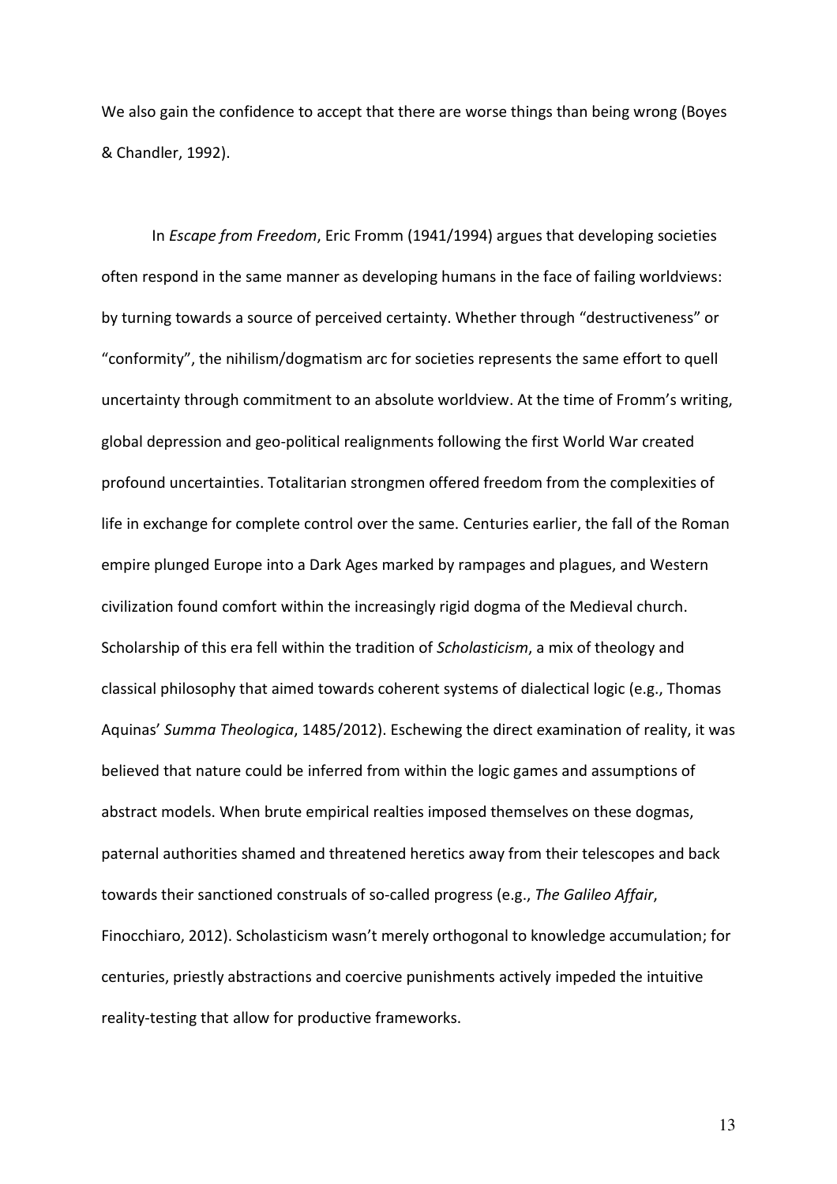We also gain the confidence to accept that there are worse things than being wrong (Boyes & Chandler, 1992).

In *Escape from Freedom*, Eric Fromm (1941/1994) argues that developing societies often respond in the same manner as developing humans in the face of failing worldviews: by turning towards a source of perceived certainty. Whether through "destructiveness" or "conformity", the nihilism/dogmatism arc for societies represents the same effort to quell uncertainty through commitment to an absolute worldview. At the time of Fromm's writing, global depression and geo-political realignments following the first World War created profound uncertainties. Totalitarian strongmen offered freedom from the complexities of life in exchange for complete control over the same. Centuries earlier, the fall of the Roman empire plunged Europe into a Dark Ages marked by rampages and plagues, and Western civilization found comfort within the increasingly rigid dogma of the Medieval church. Scholarship of this era fell within the tradition of *Scholasticism*, a mix of theology and classical philosophy that aimed towards coherent systems of dialectical logic (e.g., Thomas Aquinas' *Summa Theologica*, 1485/2012). Eschewing the direct examination of reality, it was believed that nature could be inferred from within the logic games and assumptions of abstract models. When brute empirical realties imposed themselves on these dogmas, paternal authorities shamed and threatened heretics away from their telescopes and back towards their sanctioned construals of so-called progress (e.g., *The Galileo Affair*, Finocchiaro, 2012). Scholasticism wasn't merely orthogonal to knowledge accumulation; for centuries, priestly abstractions and coercive punishments actively impeded the intuitive reality-testing that allow for productive frameworks.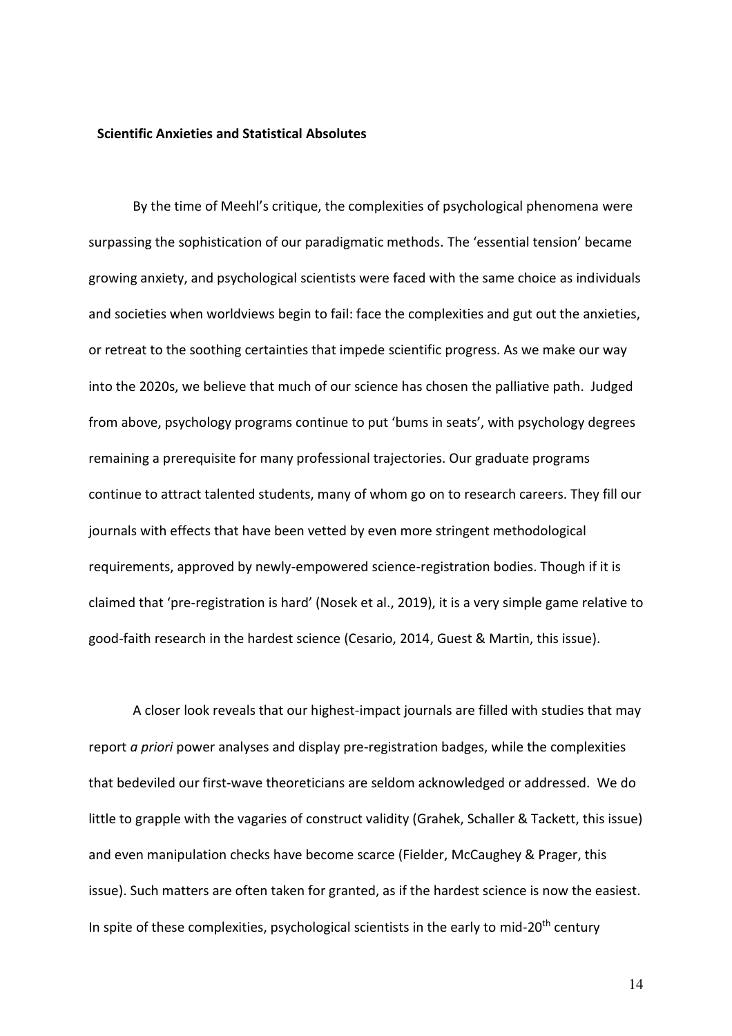**Scientific Anxieties and Statistical Absolutes**

By the time of Meehl's critique, the complexities of psychological phenomena were surpassing the sophistication of our paradigmatic methods. The 'essential tension' became growing anxiety, and psychological scientists were faced with the same choice as individuals and societies when worldviews begin to fail: face the complexities and gut out the anxieties, or retreat to the soothing certainties that impede scientific progress. As we make our way into the 2020s, we believe that much of our science has chosen the palliative path. Judged from above, psychology programs continue to put 'bums in seats', with psychology degrees remaining a prerequisite for many professional trajectories. Our graduate programs continue to attract talented students, many of whom go on to research careers. They fill our journals with effects that have been vetted by even more stringent methodological requirements, approved by newly-empowered science-registration bodies. Though if it is claimed that 'pre-registration is hard' (Nosek et al., 2019), it is a very simple game relative to good-faith research in the hardest science (Cesario, 2014, Guest & Martin, this issue).

A closer look reveals that our highest-impact journals are filled with studies that may report *a priori* power analyses and display pre-registration badges, while the complexities that bedeviled our first-wave theoreticians are seldom acknowledged or addressed. We do little to grapple with the vagaries of construct validity (Grahek, Schaller & Tackett, this issue) and even manipulation checks have become scarce (Fielder, McCaughey & Prager, this issue). Such matters are often taken for granted, as if the hardest science is now the easiest. In spite of these complexities, psychological scientists in the early to mid-20th century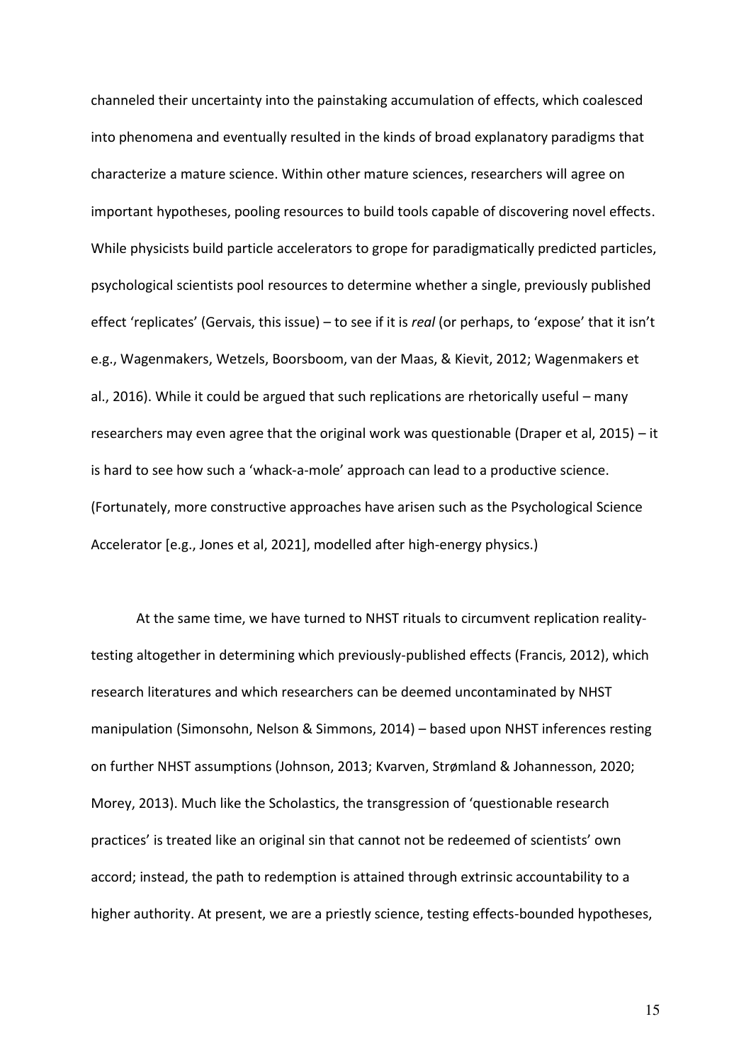channeled their uncertainty into the painstaking accumulation of effects, which coalesced into phenomena and eventually resulted in the kinds of broad explanatory paradigms that characterize a mature science. Within other mature sciences, researchers will agree on important hypotheses, pooling resources to build tools capable of discovering novel effects. While physicists build particle accelerators to grope for paradigmatically predicted particles, psychological scientists pool resources to determine whether a single, previously published effect 'replicates' (Gervais, this issue) – to see if it is *real* (or perhaps, to 'expose' that it isn't e.g., Wagenmakers, Wetzels, Boorsboom, van der Maas, & Kievit, 2012; Wagenmakers et al., 2016). While it could be argued that such replications are rhetorically useful – many researchers may even agree that the original work was questionable (Draper et al, 2015) – it is hard to see how such a 'whack-a-mole' approach can lead to a productive science. (Fortunately, more constructive approaches have arisen such as the Psychological Science Accelerator [e.g., Jones et al, 2021], modelled after high-energy physics.)

At the same time, we have turned to NHST rituals to circumvent replication reality-testing altogether in determining which previously-published effects (Francis, 2012), which research literatures and which researchers can be deemed uncontaminated by NHST manipulation (Simonsohn, Nelson & Simmons, 2014) – based upon NHST inferences resting on further NHST assumptions (Johnson, 2013; Kvarven, Strømland & Johannesson, 2020; Morey, 2013). Much like the Scholastics, the transgression of 'questionable research practices' is treated like an original sin that cannot not be redeemed of scientists' own accord; instead, the path to redemption is attained through extrinsic accountability to a higher authority. At present, we are a priestly science, testing effects-bounded hypotheses,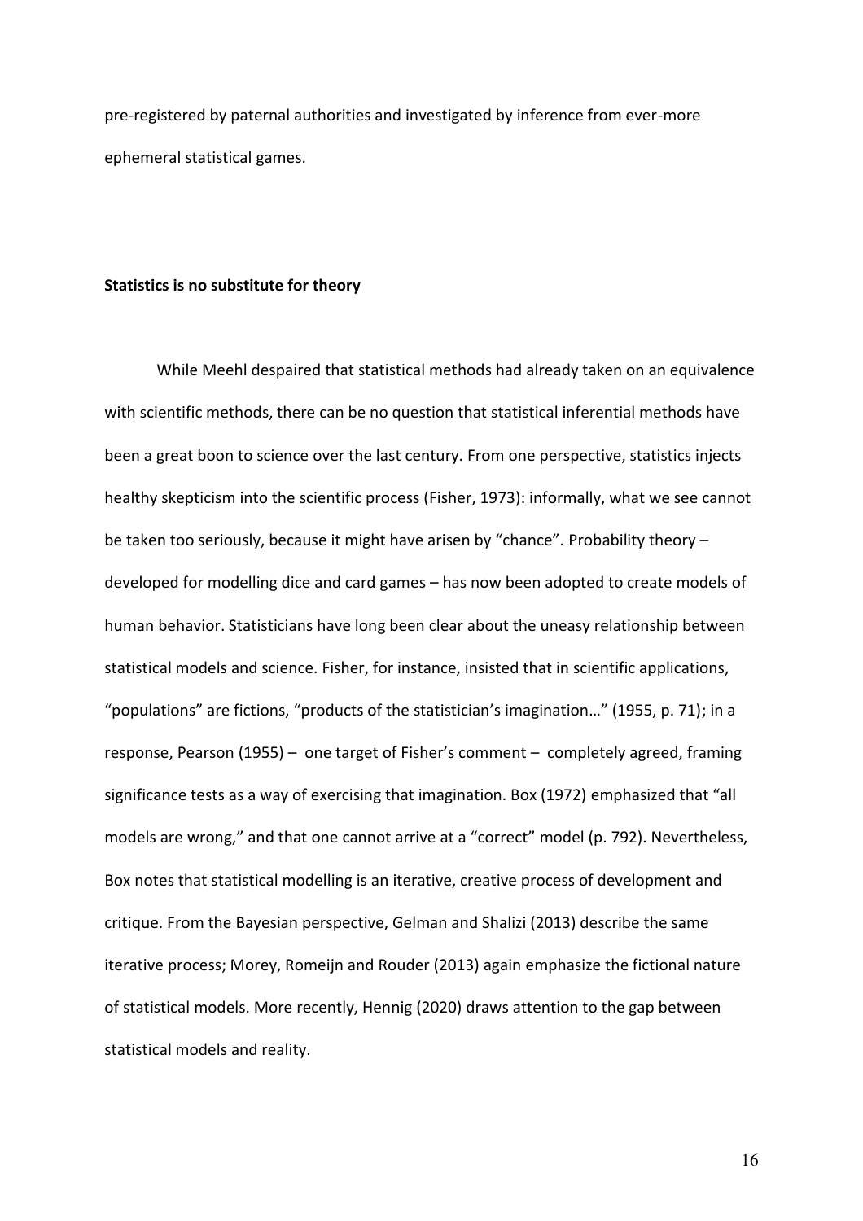pre-registered by paternal authorities and investigated by inference from ever-more ephemeral statistical games.

**Statistics is no substitute for theory**

While Meehl despaired that statistical methods had already taken on an equivalence with scientific methods, there can be no question that statistical inferential methods have been a great boon to science over the last century. From one perspective, statistics injects healthy skepticism into the scientific process (Fisher, 1973): informally, what we see cannot be taken too seriously, because it might have arisen by "chance". Probability theory – developed for modelling dice and card games – has now been adopted to create models of human behavior. Statisticians have long been clear about the uneasy relationship between statistical models and science. Fisher, for instance, insisted that in scientific applications, "populations" are fictions, "products of the statistician's imagination…" (1955, p. 71); in a response, Pearson (1955) – one target of Fisher's comment – completely agreed, framing significance tests as a way of exercising that imagination. Box (1972) emphasized that "all models are wrong," and that one cannot arrive at a "correct" model (p. 792). Nevertheless, Box notes that statistical modelling is an iterative, creative process of development and critique. From the Bayesian perspective, Gelman and Shalizi (2013) describe the same iterative process; Morey, Romeijn and Rouder (2013) again emphasize the fictional nature of statistical models. More recently, Hennig (2020) draws attention to the gap between statistical models and reality.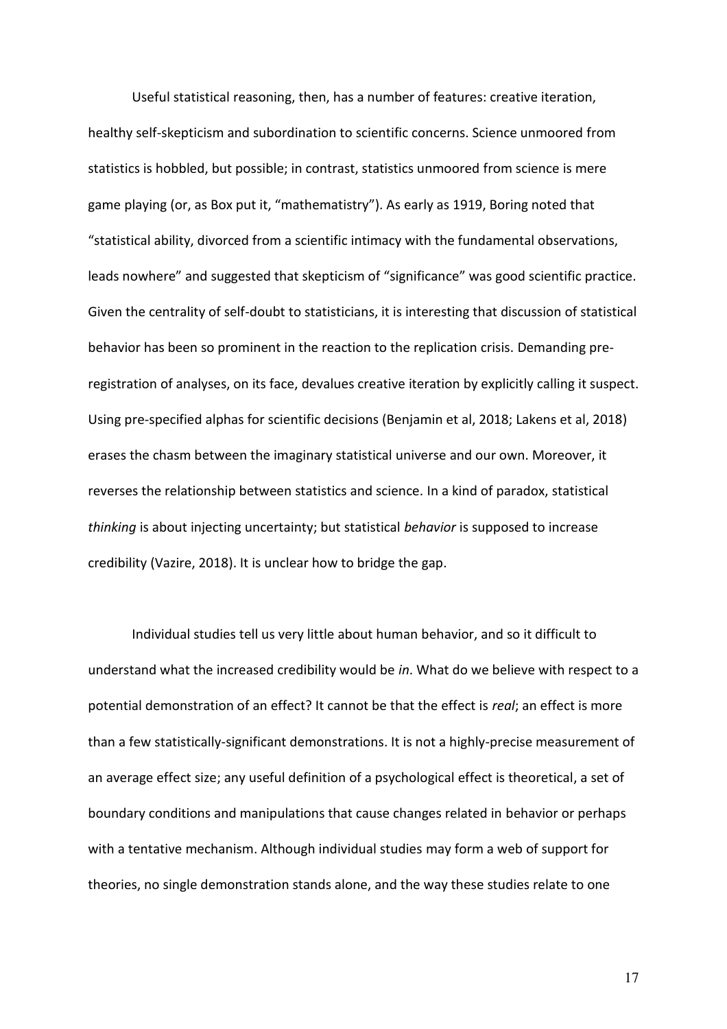Useful statistical reasoning, then, has a number of features: creative iteration, healthy self-skepticism and subordination to scientific concerns. Science unmoored from statistics is hobbled, but possible; in contrast, statistics unmoored from science is mere game playing (or, as Box put it, "mathematistry"). As early as 1919, Boring noted that "statistical ability, divorced from a scientific intimacy with the fundamental observations, leads nowhere" and suggested that skepticism of "significance" was good scientific practice. Given the centrality of self-doubt to statisticians, it is interesting that discussion of statistical behavior has been so prominent in the reaction to the replication crisis. Demanding pre-registration of analyses, on its face, devalues creative iteration by explicitly calling it suspect. Using pre-specified alphas for scientific decisions (Benjamin et al, 2018; Lakens et al, 2018) erases the chasm between the imaginary statistical universe and our own. Moreover, it reverses the relationship between statistics and science. In a kind of paradox, statistical *thinking* is about injecting uncertainty; but statistical *behavior* is supposed to increase credibility (Vazire, 2018). It is unclear how to bridge the gap.

Individual studies tell us very little about human behavior, and so it difficult to understand what the increased credibility would be *in*. What do we believe with respect to a potential demonstration of an effect? It cannot be that the effect is *real*; an effect is more than a few statistically-significant demonstrations. It is not a highly-precise measurement of an average effect size; any useful definition of a psychological effect is theoretical, a set of boundary conditions and manipulations that cause changes related in behavior or perhaps with a tentative mechanism. Although individual studies may form a web of support for theories, no single demonstration stands alone, and the way these studies relate to one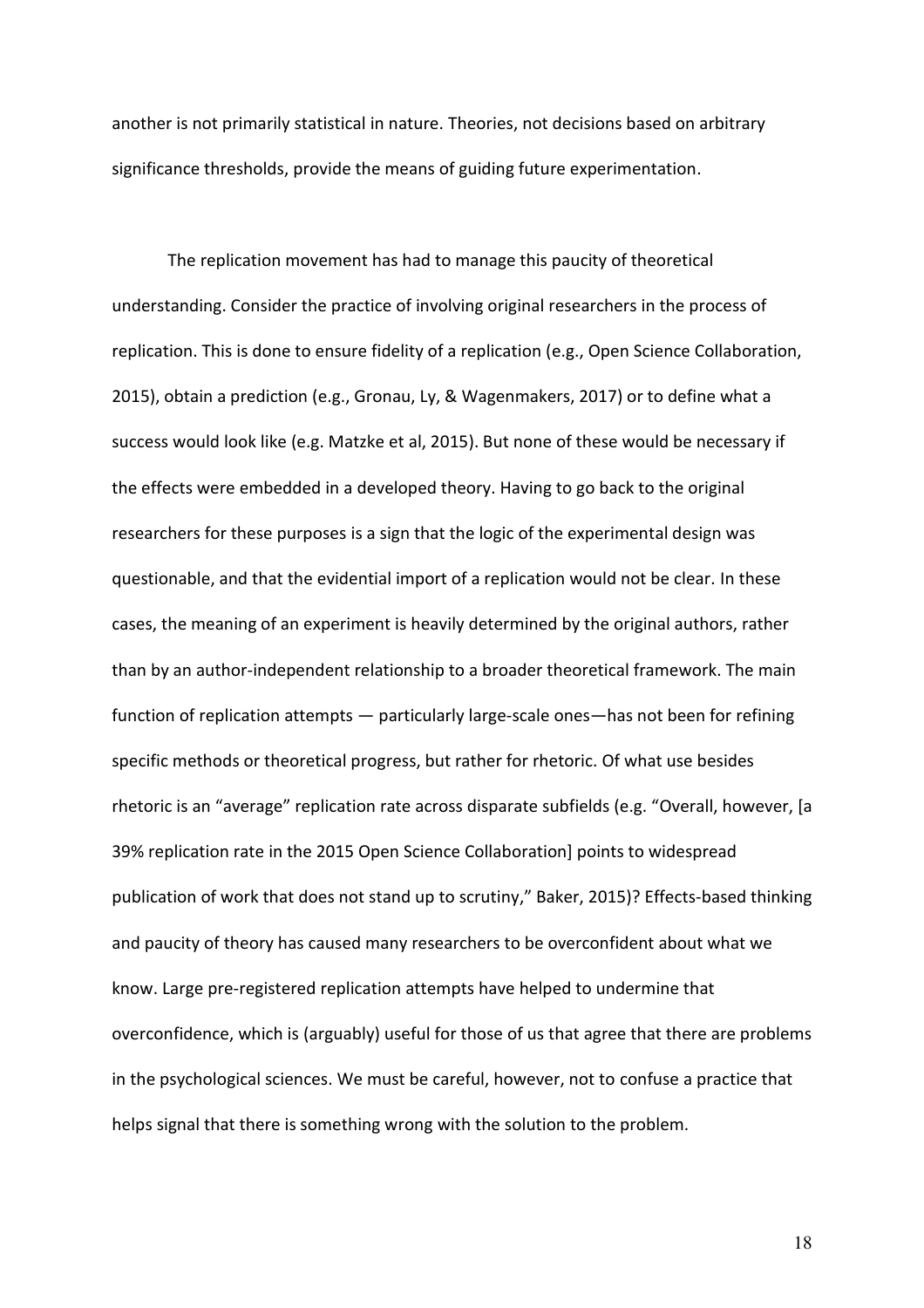another is not primarily statistical in nature. Theories, not decisions based on arbitrary significance thresholds, provide the means of guiding future experimentation.

The replication movement has had to manage this paucity of theoretical understanding. Consider the practice of involving original researchers in the process of replication. This is done to ensure fidelity of a replication (e.g., Open Science Collaboration, 2015), obtain a prediction (e.g., Gronau, Ly, & Wagenmakers, 2017) or to define what a success would look like (e.g. Matzke et al, 2015). But none of these would be necessary if the effects were embedded in a developed theory. Having to go back to the original researchers for these purposes is a sign that the logic of the experimental design was questionable, and that the evidential import of a replication would not be clear. In these cases, the meaning of an experiment is heavily determined by the original authors, rather than by an author-independent relationship to a broader theoretical framework. The main function of replication attempts — particularly large-scale ones—has not been for refining specific methods or theoretical progress, but rather for rhetoric. Of what use besides rhetoric is an "average" replication rate across disparate subfields (e.g. "Overall, however, [a 39% replication rate in the 2015 Open Science Collaboration] points to widespread publication of work that does not stand up to scrutiny," Baker, 2015)? Effects-based thinking and paucity of theory has caused many researchers to be overconfident about what we know. Large pre-registered replication attempts have helped to undermine that overconfidence, which is (arguably) useful for those of us that agree that there are problems in the psychological sciences. We must be careful, however, not to confuse a practice that helps signal that there is something wrong with the solution to the problem.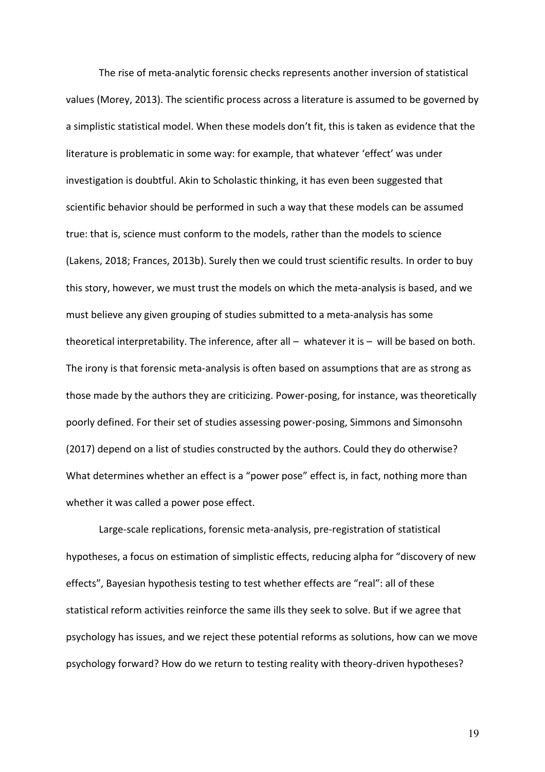The rise of meta-analytic forensic checks represents another inversion of statistical values (Morey, 2013). The scientific process across a literature is assumed to be governed by a simplistic statistical model. When these models don't fit, this is taken as evidence that the literature is problematic in some way: for example, that whatever 'effect' was under investigation is doubtful. Akin to Scholastic thinking, it has even been suggested that scientific behavior should be performed in such a way that these models can be assumed true: that is, science must conform to the models, rather than the models to science (Lakens, 2018; Frances, 2013b). Surely then we could trust scientific results. In order to buy this story, however, we must trust the models on which the meta-analysis is based, and we must believe any given grouping of studies submitted to a meta-analysis has some theoretical interpretability. The inference, after all – whatever it is – will be based on both. The irony is that forensic meta-analysis is often based on assumptions that are as strong as those made by the authors they are criticizing. Power-posing, for instance, was theoretically poorly defined. For their set of studies assessing power-posing, Simmons and Simonsohn (2017) depend on a list of studies constructed by the authors. Could they do otherwise? What determines whether an effect is a "power pose" effect is, in fact, nothing more than whether it was called a power pose effect.

Large-scale replications, forensic meta-analysis, pre-registration of statistical hypotheses, a focus on estimation of simplistic effects, reducing alpha for "discovery of new effects", Bayesian hypothesis testing to test whether effects are "real": all of these statistical reform activities reinforce the same ills they seek to solve. But if we agree that psychology has issues, and we reject these potential reforms as solutions, how can we move psychology forward? How do we return to testing reality with theory-driven hypotheses?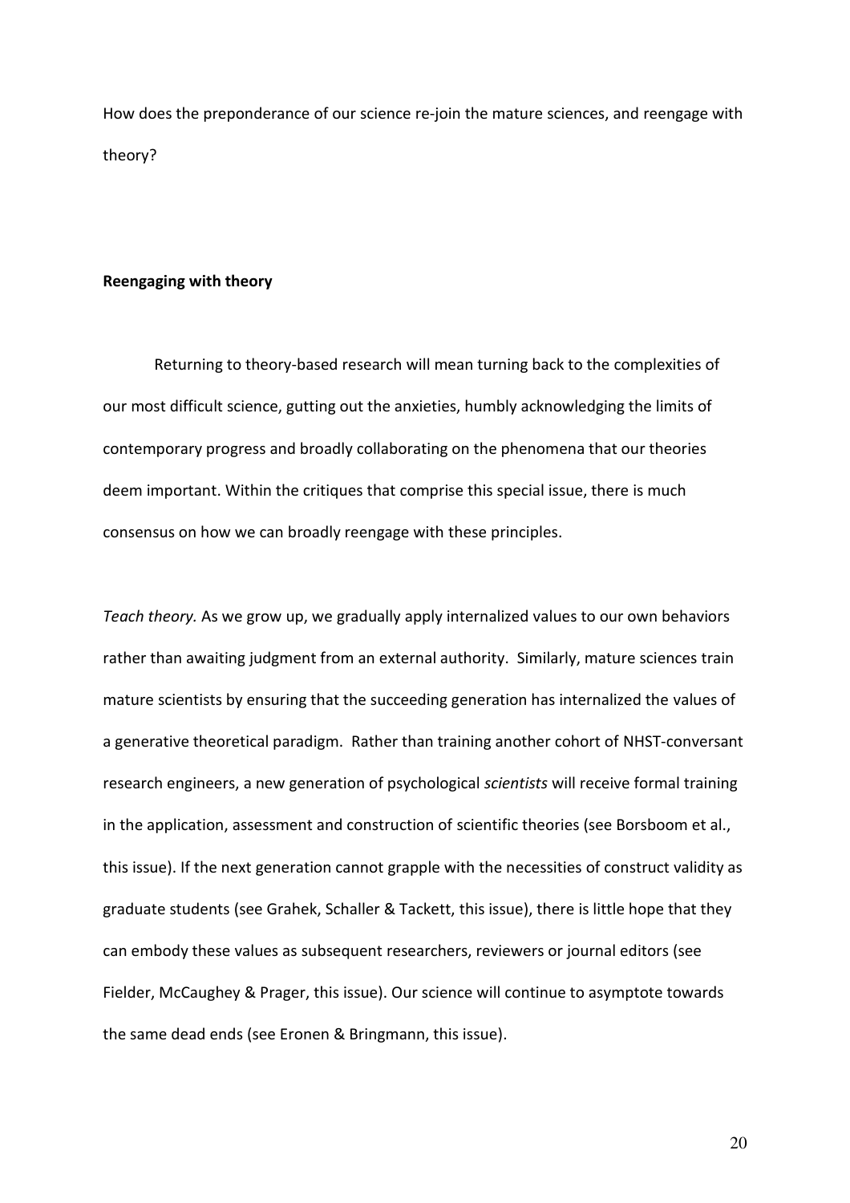How does the preponderance of our science re-join the mature sciences, and reengage with theory?

## Reengaging with theory

Returning to theory-based research will mean turning back to the complexities of our most difficult science, gutting out the anxieties, humbly acknowledging the limits of contemporary progress and broadly collaborating on the phenomena that our theories deem important. Within the critiques that comprise this special issue, there is much consensus on how we can broadly reengage with these principles.

*Teach theory.* As we grow up, we gradually apply internalized values to our own behaviors rather than awaiting judgment from an external authority. Similarly, mature sciences train mature scientists by ensuring that the succeeding generation has internalized the values of a generative theoretical paradigm. Rather than training another cohort of NHST-conversant research engineers, a new generation of psychological *scientists* will receive formal training in the application, assessment and construction of scientific theories (see Borsboom et al., this issue). If the next generation cannot grapple with the necessities of construct validity as graduate students (see Grahek, Schaller & Tackett, this issue), there is little hope that they can embody these values as subsequent researchers, reviewers or journal editors (see Fielder, McCaughey & Prager, this issue). Our science will continue to asymptote towards the same dead ends (see Eronen & Bringmann, this issue).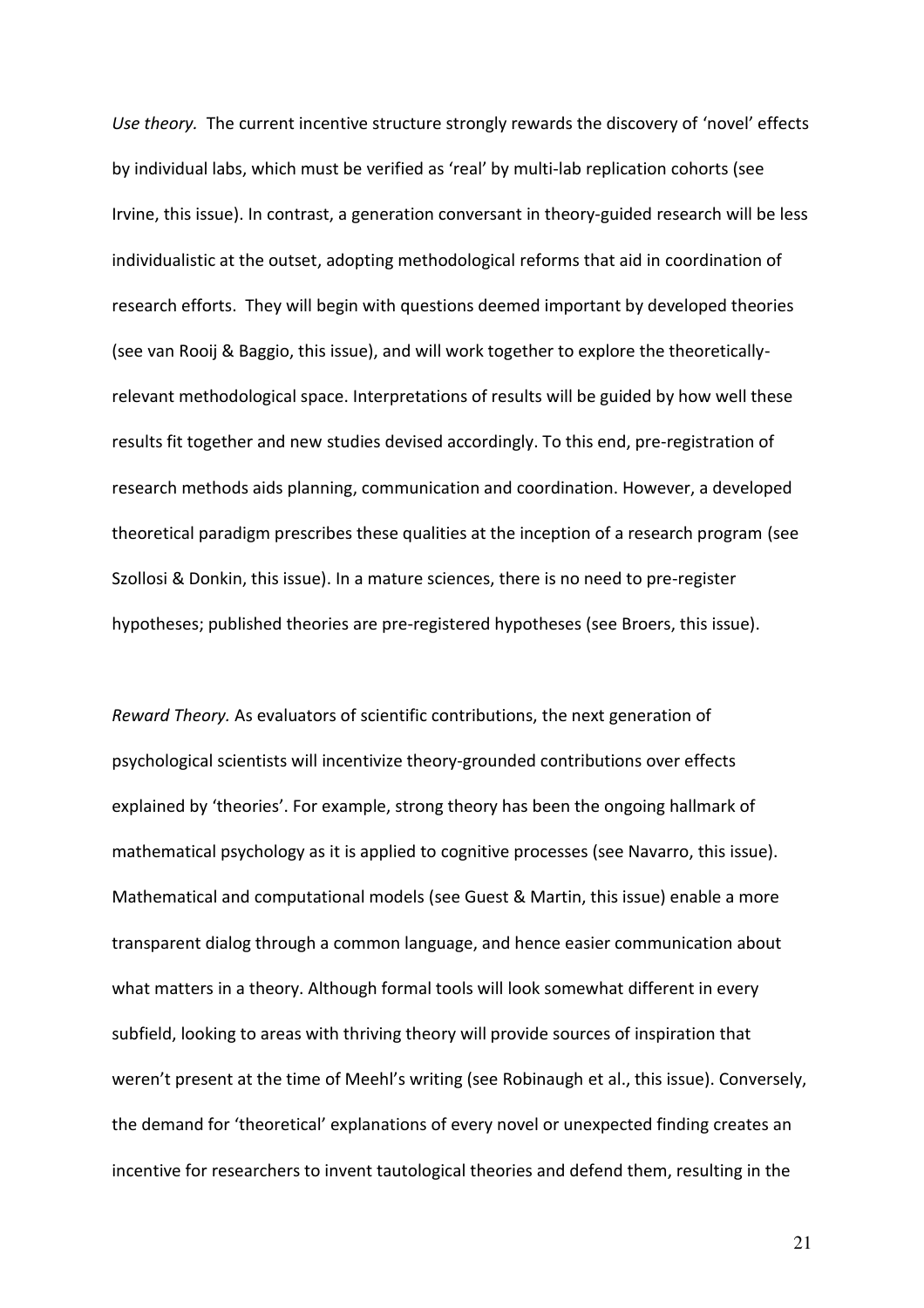*Use theory.* The current incentive structure strongly rewards the discovery of 'novel' effects by individual labs, which must be verified as 'real' by multi-lab replication cohorts (see Irvine, this issue). In contrast, a generation conversant in theory-guided research will be less individualistic at the outset, adopting methodological reforms that aid in coordination of research efforts. They will begin with questions deemed important by developed theories (see van Rooij & Baggio, this issue), and will work together to explore the theoretically-relevant methodological space. Interpretations of results will be guided by how well these results fit together and new studies devised accordingly. To this end, pre-registration of research methods aids planning, communication and coordination. However, a developed theoretical paradigm prescribes these qualities at the inception of a research program (see Szollosi & Donkin, this issue). In a mature sciences, there is no need to pre-register hypotheses; published theories are pre-registered hypotheses (see Broers, this issue).

*Reward Theory.* As evaluators of scientific contributions, the next generation of psychological scientists will incentivize theory-grounded contributions over effects explained by 'theories'. For example, strong theory has been the ongoing hallmark of mathematical psychology as it is applied to cognitive processes (see Navarro, this issue). Mathematical and computational models (see Guest & Martin, this issue) enable a more transparent dialog through a common language, and hence easier communication about what matters in a theory. Although formal tools will look somewhat different in every subfield, looking to areas with thriving theory will provide sources of inspiration that weren't present at the time of Meehl's writing (see Robinaugh et al., this issue). Conversely, the demand for 'theoretical' explanations of every novel or unexpected finding creates an incentive for researchers to invent tautological theories and defend them, resulting in the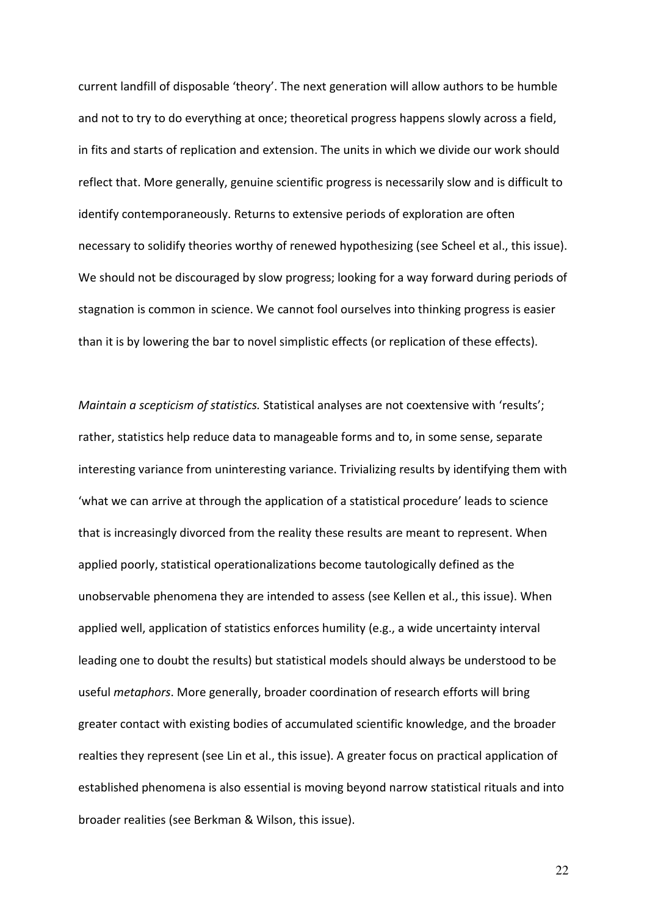current landfill of disposable 'theory'. The next generation will allow authors to be humble and not to try to do everything at once; theoretical progress happens slowly across a field, in fits and starts of replication and extension. The units in which we divide our work should reflect that. More generally, genuine scientific progress is necessarily slow and is difficult to identify contemporaneously. Returns to extensive periods of exploration are often necessary to solidify theories worthy of renewed hypothesizing (see Scheel et al., this issue). We should not be discouraged by slow progress; looking for a way forward during periods of stagnation is common in science. We cannot fool ourselves into thinking progress is easier than it is by lowering the bar to novel simplistic effects (or replication of these effects).

*Maintain a scepticism of statistics.* Statistical analyses are not coextensive with 'results'; rather, statistics help reduce data to manageable forms and to, in some sense, separate interesting variance from uninteresting variance. Trivializing results by identifying them with 'what we can arrive at through the application of a statistical procedure' leads to science that is increasingly divorced from the reality these results are meant to represent. When applied poorly, statistical operationalizations become tautologically defined as the unobservable phenomena they are intended to assess (see Kellen et al., this issue). When applied well, application of statistics enforces humility (e.g., a wide uncertainty interval leading one to doubt the results) but statistical models should always be understood to be useful *metaphors*. More generally, broader coordination of research efforts will bring greater contact with existing bodies of accumulated scientific knowledge, and the broader realties they represent (see Lin et al., this issue). A greater focus on practical application of established phenomena is also essential is moving beyond narrow statistical rituals and into broader realities (see Berkman & Wilson, this issue).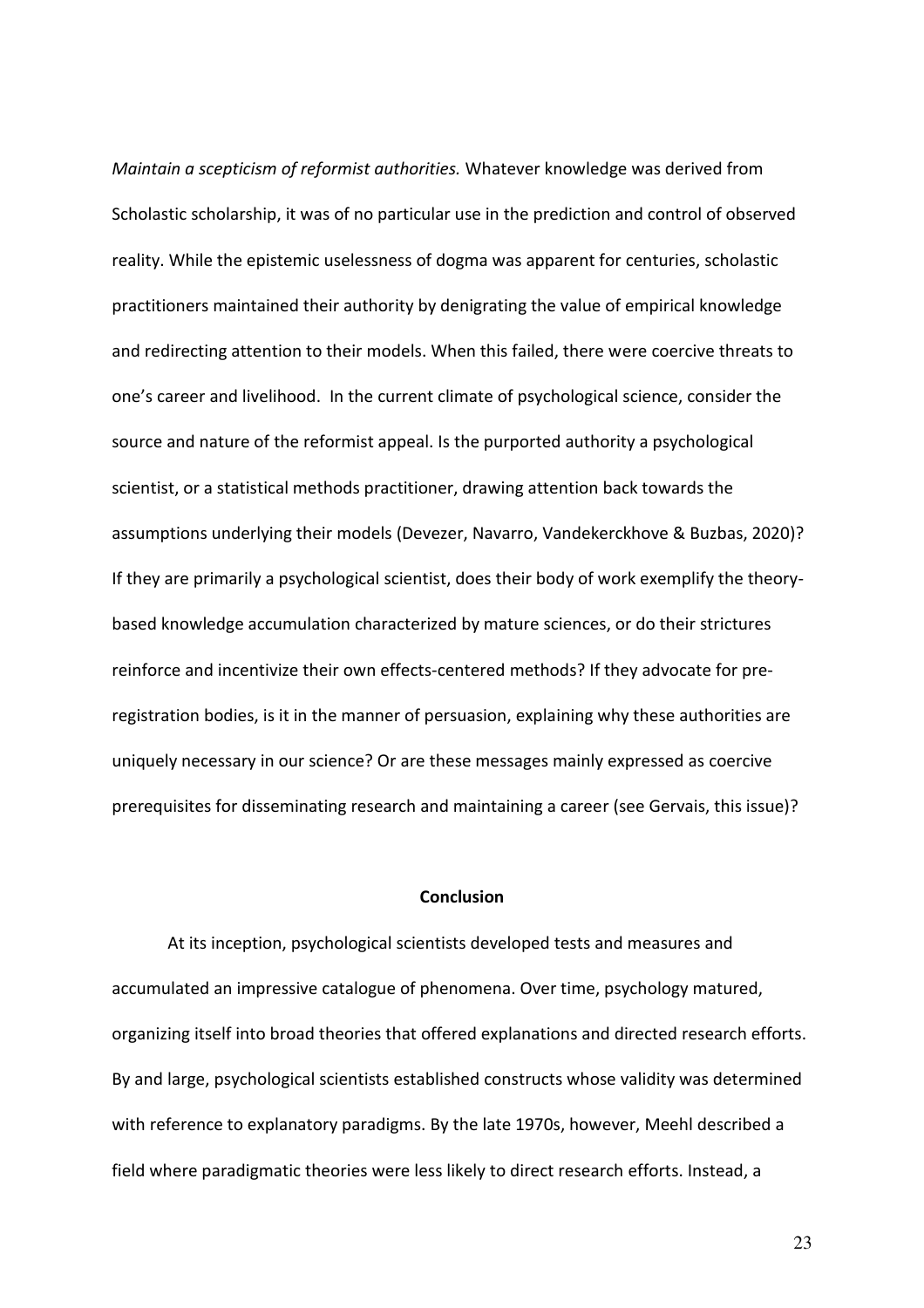*Maintain a scepticism of reformist authorities.* Whatever knowledge was derived from Scholastic scholarship, it was of no particular use in the prediction and control of observed reality. While the epistemic uselessness of dogma was apparent for centuries, scholastic practitioners maintained their authority by denigrating the value of empirical knowledge and redirecting attention to their models. When this failed, there were coercive threats to one's career and livelihood. In the current climate of psychological science, consider the source and nature of the reformist appeal. Is the purported authority a psychological scientist, or a statistical methods practitioner, drawing attention back towards the assumptions underlying their models (Devezer, Navarro, Vandekerckhove & Buzbas, 2020)? If they are primarily a psychological scientist, does their body of work exemplify the theory-based knowledge accumulation characterized by mature sciences, or do their strictures reinforce and incentivize their own effects-centered methods? If they advocate for pre-registration bodies, is it in the manner of persuasion, explaining why these authorities are uniquely necessary in our science? Or are these messages mainly expressed as coercive prerequisites for disseminating research and maintaining a career (see Gervais, this issue)?

## Conclusion

At its inception, psychological scientists developed tests and measures and accumulated an impressive catalogue of phenomena. Over time, psychology matured, organizing itself into broad theories that offered explanations and directed research efforts. By and large, psychological scientists established constructs whose validity was determined with reference to explanatory paradigms. By the late 1970s, however, Meehl described a field where paradigmatic theories were less likely to direct research efforts. Instead, a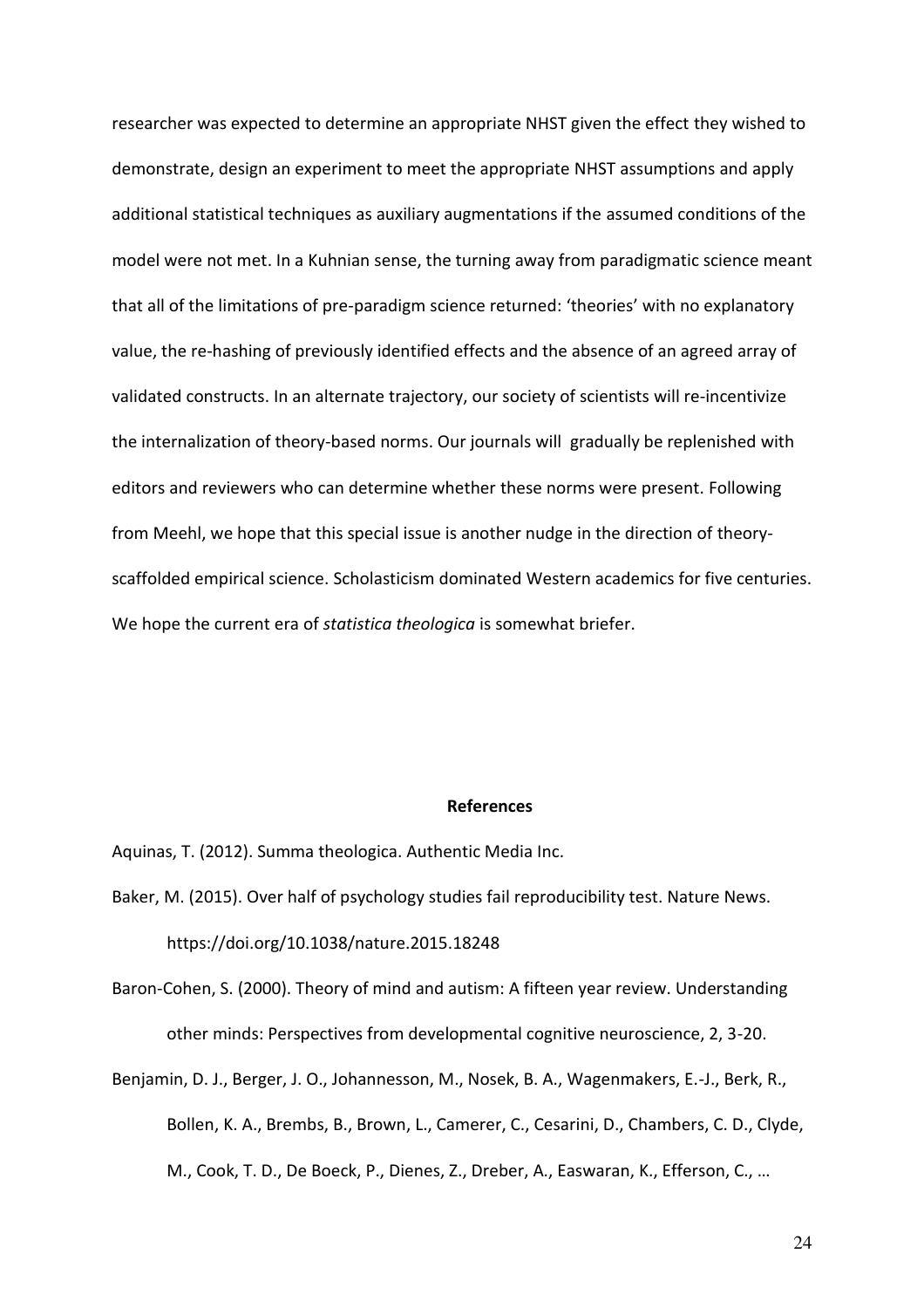researcher was expected to determine an appropriate NHST given the effect they wished to demonstrate, design an experiment to meet the appropriate NHST assumptions and apply additional statistical techniques as auxiliary augmentations if the assumed conditions of the model were not met. In a Kuhnian sense, the turning away from paradigmatic science meant that all of the limitations of pre-paradigm science returned: 'theories' with no explanatory value, the re-hashing of previously identified effects and the absence of an agreed array of validated constructs. In an alternate trajectory, our society of scientists will re-incentivize the internalization of theory-based norms. Our journals will gradually be replenished with editors and reviewers who can determine whether these norms were present. Following from Meehl, we hope that this special issue is another nudge in the direction of theory-scaffolded empirical science. Scholasticism dominated Western academics for five centuries. We hope the current era of *statistica theologica* is somewhat briefer.

## References

Aquinas, T. (2012). Summa theologica. Authentic Media Inc.

Baker, M. (2015). Over half of psychology studies fail reproducibility test. Nature News. https://doi.org/10.1038/nature.2015.18248

Baron-Cohen, S. (2000). Theory of mind and autism: A fifteen year review. Understanding other minds: Perspectives from developmental cognitive neuroscience, 2, 3-20.

Benjamin, D. J., Berger, J. O., Johannesson, M., Nosek, B. A., Wagenmakers, E.-J., Berk, R., Bollen, K. A., Brembs, B., Brown, L., Camerer, C., Cesarini, D., Chambers, C. D., Clyde, M., Cook, T. D., De Boeck, P., Dienes, Z., Dreber, A., Easwaran, K., Efferson, C., …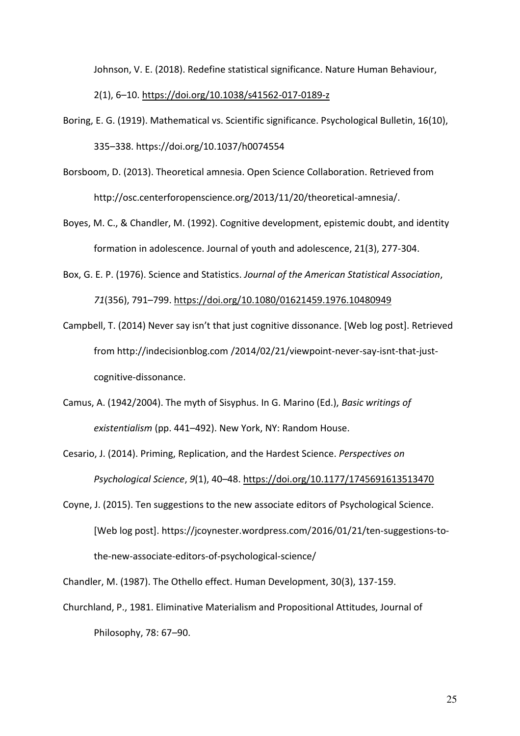Johnson, V. E. (2018). Redefine statistical significance. Nature Human Behaviour, 2(1), 6–10. https://doi.org/10.1038/s41562-017-0189-z

Boring, E. G. (1919). Mathematical vs. Scientific significance. Psychological Bulletin, 16(10), 335–338. https://doi.org/10.1037/h0074554

Borsboom, D. (2013). Theoretical amnesia. Open Science Collaboration. Retrieved from http://osc.centerforopenscience.org/2013/11/20/theoretical-amnesia/.

Boyes, M. C., & Chandler, M. (1992). Cognitive development, epistemic doubt, and identity formation in adolescence. Journal of youth and adolescence, 21(3), 277-304.

Box, G. E. P. (1976). Science and Statistics. *Journal of the American Statistical Association*, *71*(356), 791–799. https://doi.org/10.1080/01621459.1976.10480949

Campbell, T. (2014) Never say isn't that just cognitive dissonance. [Web log post]. Retrieved from http://indecisionblog.com /2014/02/21/viewpoint-never-say-isnt-that-just-cognitive-dissonance.

Camus, A. (1942/2004). The myth of Sisyphus. In G. Marino (Ed.), *Basic writings of existentialism* (pp. 441–492). New York, NY: Random House.

Cesario, J. (2014). Priming, Replication, and the Hardest Science. *Perspectives on Psychological Science*, *9*(1), 40–48. https://doi.org/10.1177/1745691613513470

Coyne, J. (2015). Ten suggestions to the new associate editors of Psychological Science. [Web log post]. https://jcoynester.wordpress.com/2016/01/21/ten-suggestions-to-the-new-associate-editors-of-psychological-science/

Chandler, M. (1987). The Othello effect. Human Development, 30(3), 137-159.

Churchland, P., 1981. Eliminative Materialism and Propositional Attitudes, Journal of Philosophy, 78: 67–90.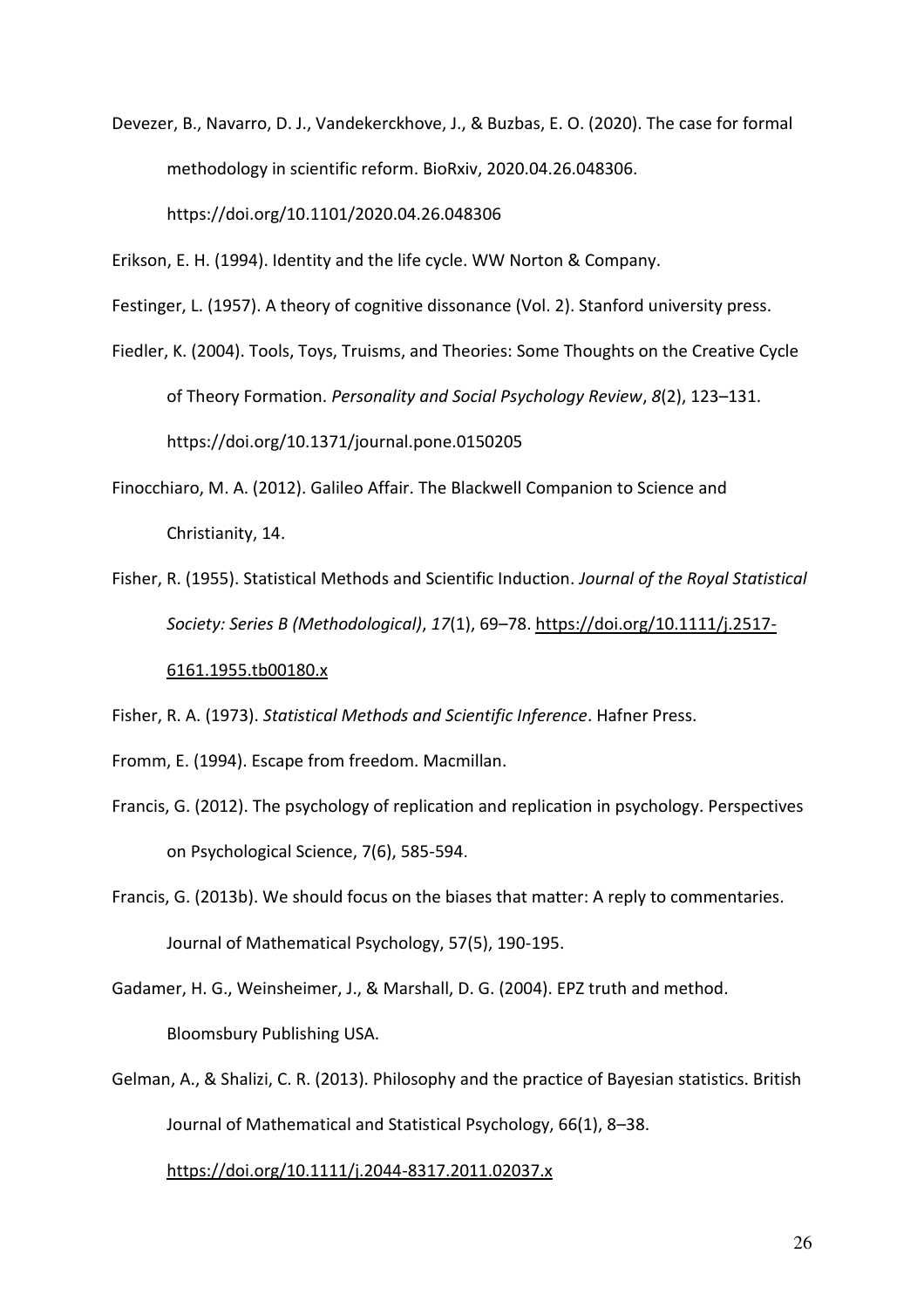Devezer, B., Navarro, D. J., Vandekerckhove, J., & Buzbas, E. O. (2020). The case for formal methodology in scientific reform. BioRxiv, 2020.04.26.048306. https://doi.org/10.1101/2020.04.26.048306

Erikson, E. H. (1994). Identity and the life cycle. WW Norton & Company.

Festinger, L. (1957). A theory of cognitive dissonance (Vol. 2). Stanford university press.

Fiedler, K. (2004). Tools, Toys, Truisms, and Theories: Some Thoughts on the Creative Cycle of Theory Formation. *Personality and Social Psychology Review*, *8*(2), 123–131. https://doi.org/10.1371/journal.pone.0150205

Finocchiaro, M. A. (2012). Galileo Affair. The Blackwell Companion to Science and Christianity, 14.

Fisher, R. (1955). Statistical Methods and Scientific Induction. *Journal of the Royal Statistical Society: Series B (Methodological)*, *17*(1), 69–78. https://doi.org/10.1111/j.2517-6161.1955.tb00180.x

Fisher, R. A. (1973). *Statistical Methods and Scientific Inference*. Hafner Press.

Fromm, E. (1994). Escape from freedom. Macmillan.

Francis, G. (2012). The psychology of replication and replication in psychology. Perspectives on Psychological Science, 7(6), 585-594.

Francis, G. (2013b). We should focus on the biases that matter: A reply to commentaries. Journal of Mathematical Psychology, 57(5), 190-195.

Gadamer, H. G., Weinsheimer, J., & Marshall, D. G. (2004). EPZ truth and method. Bloomsbury Publishing USA.

Gelman, A., & Shalizi, C. R. (2013). Philosophy and the practice of Bayesian statistics. British Journal of Mathematical and Statistical Psychology, 66(1), 8–38. https://doi.org/10.1111/j.2044-8317.2011.02037.x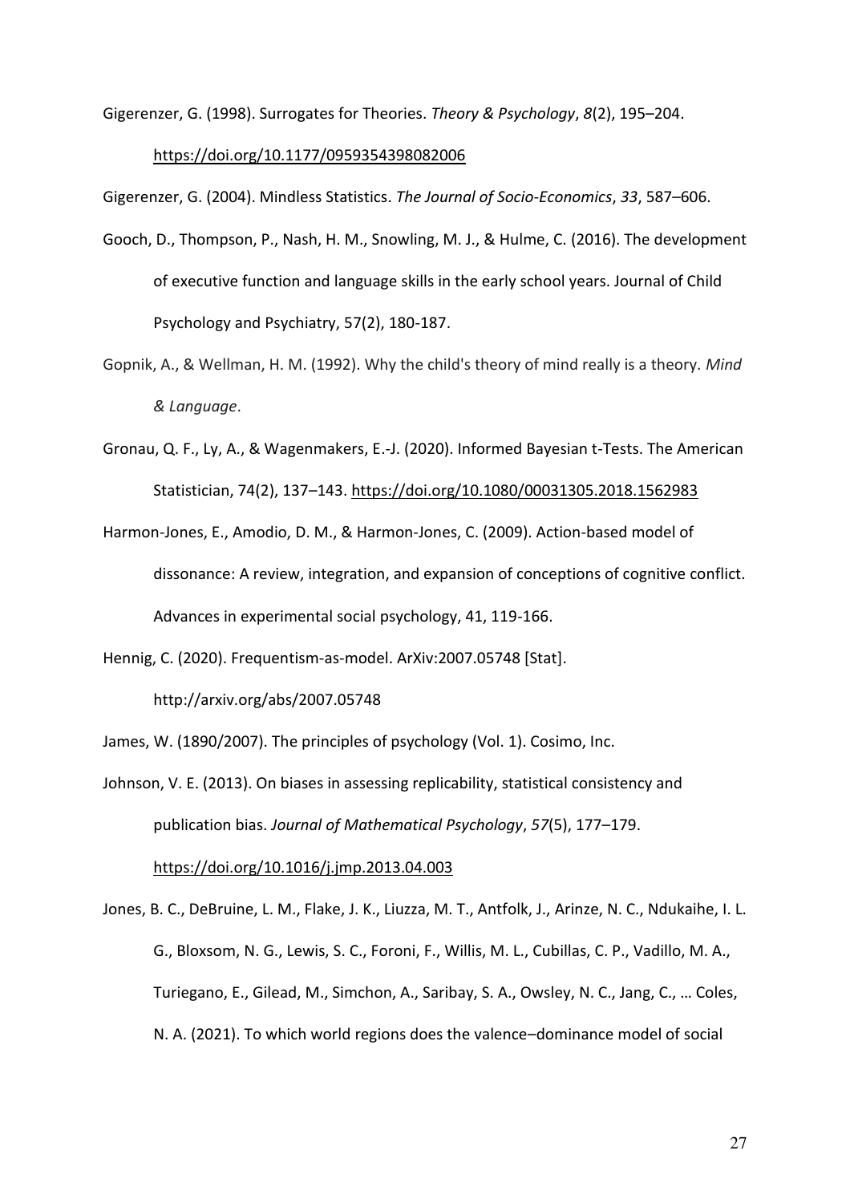Gigerenzer, G. (1998). Surrogates for Theories. *Theory & Psychology*, *8*(2), 195–204. https://doi.org/10.1177/0959354398082006

Gigerenzer, G. (2004). Mindless Statistics. *The Journal of Socio-Economics*, *33*, 587–606.

Gooch, D., Thompson, P., Nash, H. M., Snowling, M. J., & Hulme, C. (2016). The development of executive function and language skills in the early school years. Journal of Child Psychology and Psychiatry, 57(2), 180-187.

Gopnik, A., & Wellman, H. M. (1992). Why the child's theory of mind really is a theory. *Mind & Language*.

Gronau, Q. F., Ly, A., & Wagenmakers, E.-J. (2020). Informed Bayesian t-Tests. The American Statistician, 74(2), 137–143. https://doi.org/10.1080/00031305.2018.1562983

Harmon-Jones, E., Amodio, D. M., & Harmon-Jones, C. (2009). Action-based model of dissonance: A review, integration, and expansion of conceptions of cognitive conflict. Advances in experimental social psychology, 41, 119-166.

Hennig, C. (2020). Frequentism-as-model. ArXiv:2007.05748 [Stat]. http://arxiv.org/abs/2007.05748

James, W. (1890/2007). The principles of psychology (Vol. 1). Cosimo, Inc.

Johnson, V. E. (2013). On biases in assessing replicability, statistical consistency and publication bias. *Journal of Mathematical Psychology*, *57*(5), 177–179. https://doi.org/10.1016/j.jmp.2013.04.003

Jones, B. C., DeBruine, L. M., Flake, J. K., Liuzza, M. T., Antfolk, J., Arinze, N. C., Ndukaihe, I. L. G., Bloxsom, N. G., Lewis, S. C., Foroni, F., Willis, M. L., Cubillas, C. P., Vadillo, M. A., Turiegano, E., Gilead, M., Simchon, A., Saribay, S. A., Owsley, N. C., Jang, C., … Coles, N. A. (2021). To which world regions does the valence–dominance model of social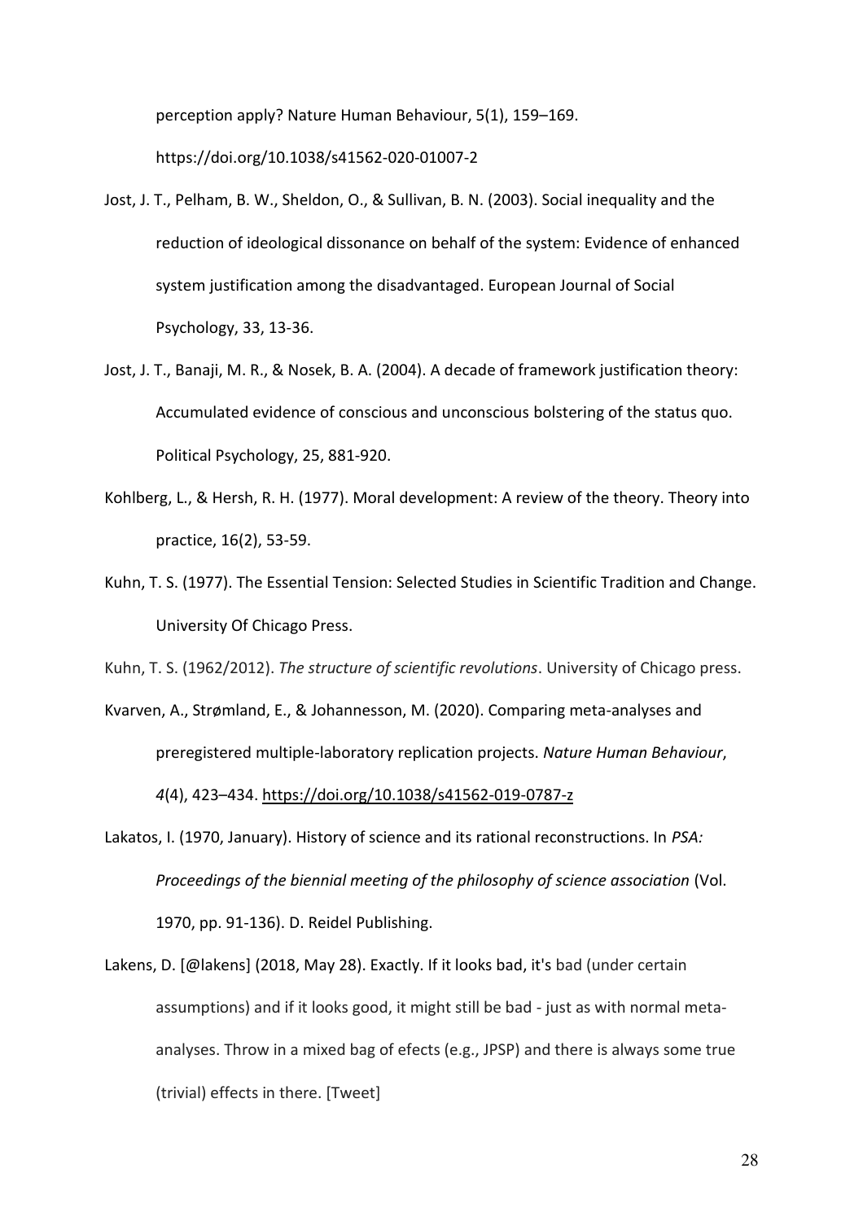perception apply? Nature Human Behaviour, 5(1), 159–169. https://doi.org/10.1038/s41562-020-01007-2

Jost, J. T., Pelham, B. W., Sheldon, O., & Sullivan, B. N. (2003). Social inequality and the reduction of ideological dissonance on behalf of the system: Evidence of enhanced system justification among the disadvantaged. European Journal of Social Psychology, 33, 13-36.

Jost, J. T., Banaji, M. R., & Nosek, B. A. (2004). A decade of framework justification theory: Accumulated evidence of conscious and unconscious bolstering of the status quo. Political Psychology, 25, 881-920.

Kohlberg, L., & Hersh, R. H. (1977). Moral development: A review of the theory. Theory into practice, 16(2), 53-59.

Kuhn, T. S. (1977). The Essential Tension: Selected Studies in Scientific Tradition and Change. University Of Chicago Press.

Kuhn, T. S. (1962/2012). *The structure of scientific revolutions*. University of Chicago press.

Kvarven, A., Strømland, E., & Johannesson, M. (2020). Comparing meta-analyses and preregistered multiple-laboratory replication projects. *Nature Human Behaviour*, *4*(4), 423–434. https://doi.org/10.1038/s41562-019-0787-z

Lakatos, I. (1970, January). History of science and its rational reconstructions. In *PSA: Proceedings of the biennial meeting of the philosophy of science association* (Vol. 1970, pp. 91-136). D. Reidel Publishing.

Lakens, D. [@lakens] (2018, May 28). Exactly. If it looks bad, it's bad (under certain assumptions) and if it looks good, it might still be bad - just as with normal meta-analyses. Throw in a mixed bag of efects (e.g., JPSP) and there is always some true (trivial) effects in there. [Tweet]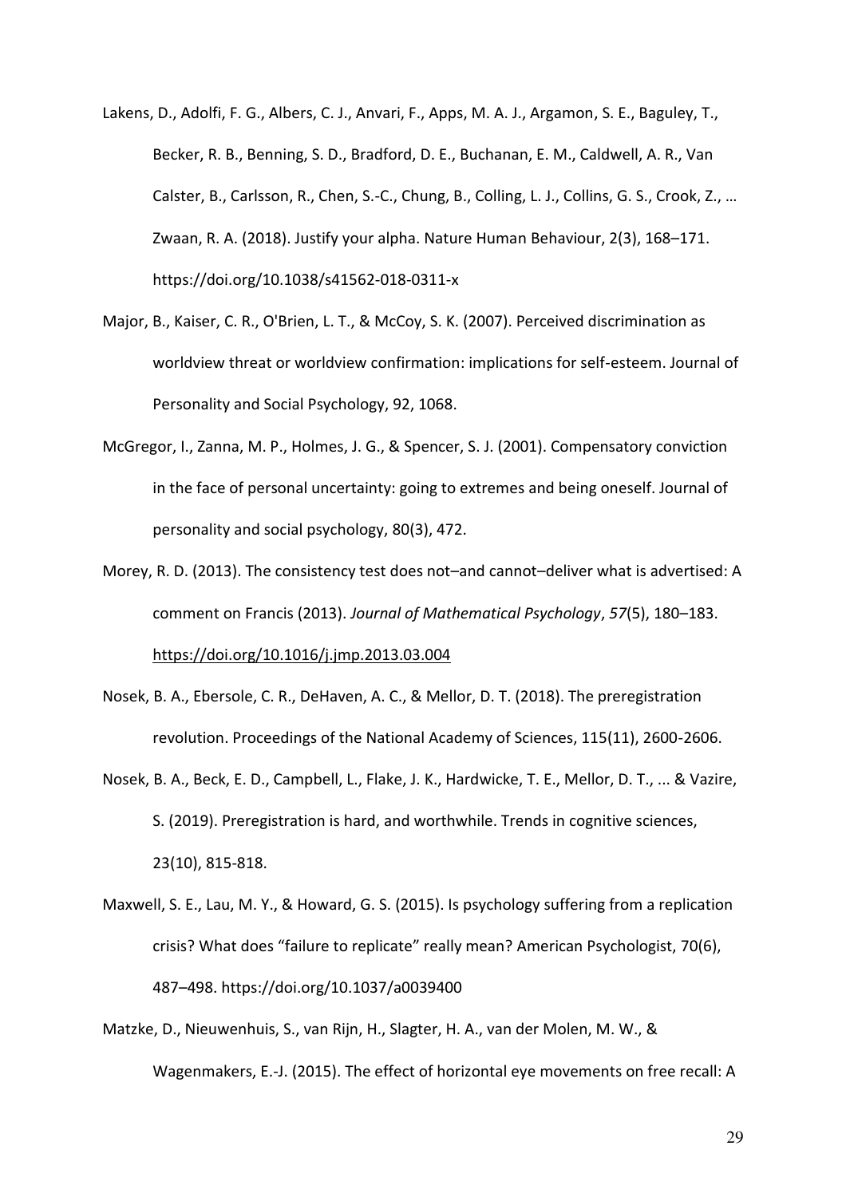Lakens, D., Adolfi, F. G., Albers, C. J., Anvari, F., Apps, M. A. J., Argamon, S. E., Baguley, T., Becker, R. B., Benning, S. D., Bradford, D. E., Buchanan, E. M., Caldwell, A. R., Van Calster, B., Carlsson, R., Chen, S.-C., Chung, B., Colling, L. J., Collins, G. S., Crook, Z., … Zwaan, R. A. (2018). Justify your alpha. Nature Human Behaviour, 2(3), 168–171. https://doi.org/10.1038/s41562-018-0311-x

Major, B., Kaiser, C. R., O'Brien, L. T., & McCoy, S. K. (2007). Perceived discrimination as worldview threat or worldview confirmation: implications for self-esteem. Journal of Personality and Social Psychology, 92, 1068.

McGregor, I., Zanna, M. P., Holmes, J. G., & Spencer, S. J. (2001). Compensatory conviction in the face of personal uncertainty: going to extremes and being oneself. Journal of personality and social psychology, 80(3), 472.

Morey, R. D. (2013). The consistency test does not–and cannot–deliver what is advertised: A comment on Francis (2013). *Journal of Mathematical Psychology*, *57*(5), 180–183. https://doi.org/10.1016/j.jmp.2013.03.004

Nosek, B. A., Ebersole, C. R., DeHaven, A. C., & Mellor, D. T. (2018). The preregistration revolution. Proceedings of the National Academy of Sciences, 115(11), 2600-2606.

Nosek, B. A., Beck, E. D., Campbell, L., Flake, J. K., Hardwicke, T. E., Mellor, D. T., ... & Vazire, S. (2019). Preregistration is hard, and worthwhile. Trends in cognitive sciences, 23(10), 815-818.

Maxwell, S. E., Lau, M. Y., & Howard, G. S. (2015). Is psychology suffering from a replication crisis? What does "failure to replicate" really mean? American Psychologist, 70(6), 487–498. https://doi.org/10.1037/a0039400

Matzke, D., Nieuwenhuis, S., van Rijn, H., Slagter, H. A., van der Molen, M. W., & Wagenmakers, E.-J. (2015). The effect of horizontal eye movements on free recall: A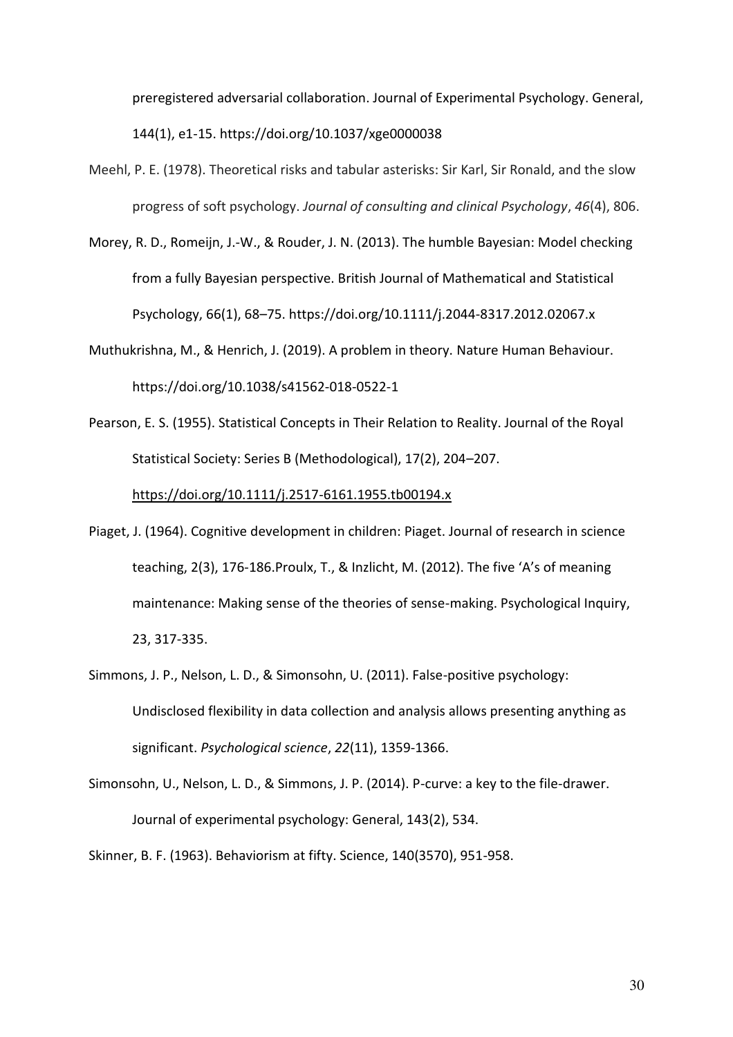preregistered adversarial collaboration. Journal of Experimental Psychology. General, 144(1), e1-15. https://doi.org/10.1037/xge0000038

Meehl, P. E. (1978). Theoretical risks and tabular asterisks: Sir Karl, Sir Ronald, and the slow progress of soft psychology. *Journal of consulting and clinical Psychology*, *46*(4), 806.

Morey, R. D., Romeijn, J.-W., & Rouder, J. N. (2013). The humble Bayesian: Model checking from a fully Bayesian perspective. British Journal of Mathematical and Statistical Psychology, 66(1), 68–75. https://doi.org/10.1111/j.2044-8317.2012.02067.x

Muthukrishna, M., & Henrich, J. (2019). A problem in theory. Nature Human Behaviour. https://doi.org/10.1038/s41562-018-0522-1

Pearson, E. S. (1955). Statistical Concepts in Their Relation to Reality. Journal of the Royal Statistical Society: Series B (Methodological), 17(2), 204–207. https://doi.org/10.1111/j.2517-6161.1955.tb00194.x

Piaget, J. (1964). Cognitive development in children: Piaget. Journal of research in science teaching, 2(3), 176-186.Proulx, T., & Inzlicht, M. (2012). The five 'A's of meaning maintenance: Making sense of the theories of sense-making. Psychological Inquiry, 23, 317-335.

Simmons, J. P., Nelson, L. D., & Simonsohn, U. (2011). False-positive psychology: Undisclosed flexibility in data collection and analysis allows presenting anything as significant. *Psychological science*, *22*(11), 1359-1366.

Simonsohn, U., Nelson, L. D., & Simmons, J. P. (2014). P-curve: a key to the file-drawer. Journal of experimental psychology: General, 143(2), 534.

Skinner, B. F. (1963). Behaviorism at fifty. Science, 140(3570), 951-958.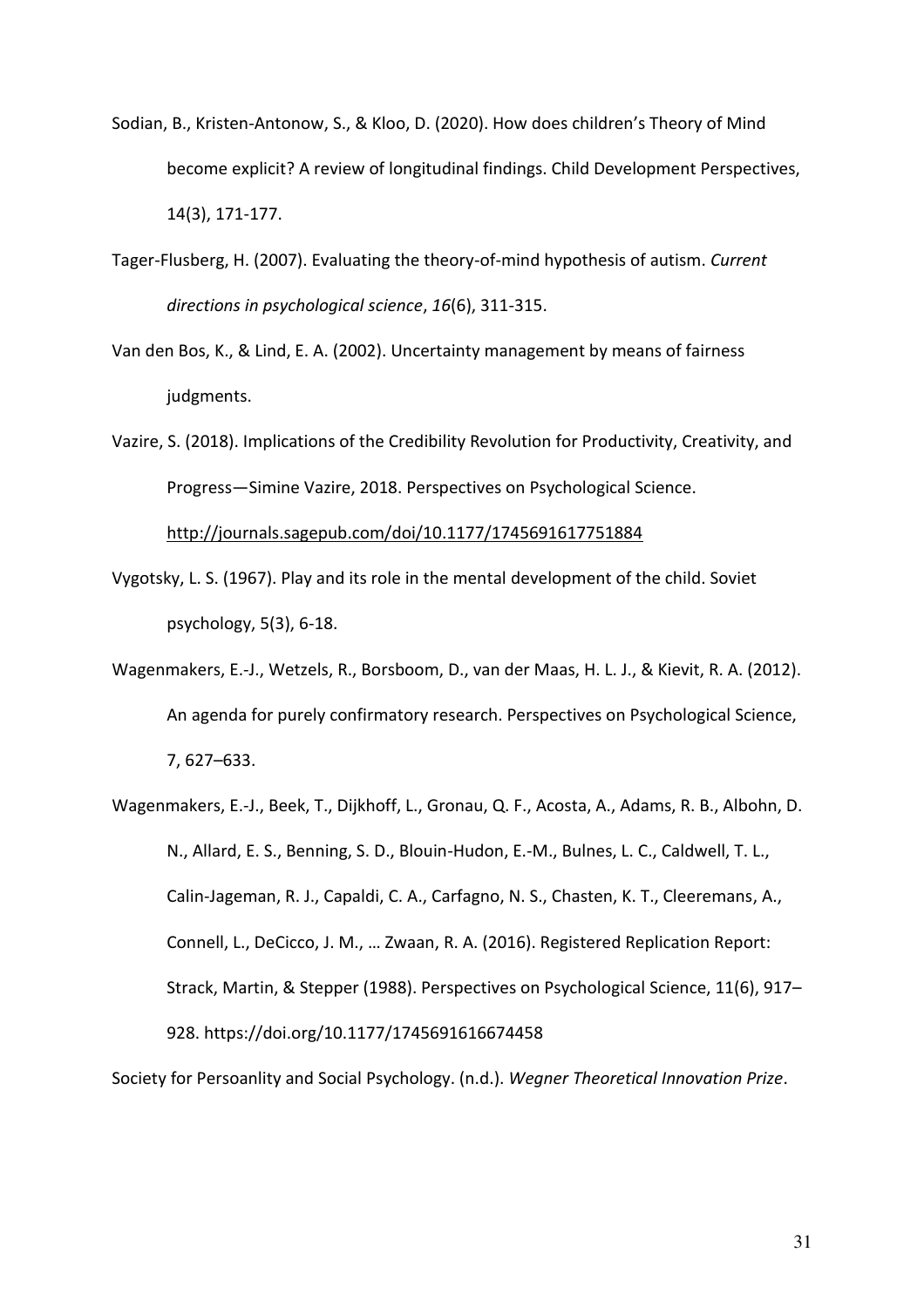Sodian, B., Kristen-Antonow, S., & Kloo, D. (2020). How does children's Theory of Mind become explicit? A review of longitudinal findings. Child Development Perspectives, 14(3), 171-177.

Tager-Flusberg, H. (2007). Evaluating the theory-of-mind hypothesis of autism. *Current directions in psychological science*, *16*(6), 311-315.

Van den Bos, K., & Lind, E. A. (2002). Uncertainty management by means of fairness judgments.

Vazire, S. (2018). Implications of the Credibility Revolution for Productivity, Creativity, and Progress—Simine Vazire, 2018. Perspectives on Psychological Science. http://journals.sagepub.com/doi/10.1177/1745691617751884

Vygotsky, L. S. (1967). Play and its role in the mental development of the child. Soviet psychology, 5(3), 6-18.

Wagenmakers, E.-J., Wetzels, R., Borsboom, D., van der Maas, H. L. J., & Kievit, R. A. (2012). An agenda for purely confirmatory research. Perspectives on Psychological Science, 7, 627–633.

Wagenmakers, E.-J., Beek, T., Dijkhoff, L., Gronau, Q. F., Acosta, A., Adams, R. B., Albohn, D. N., Allard, E. S., Benning, S. D., Blouin-Hudon, E.-M., Bulnes, L. C., Caldwell, T. L., Calin-Jageman, R. J., Capaldi, C. A., Carfagno, N. S., Chasten, K. T., Cleeremans, A., Connell, L., DeCicco, J. M., … Zwaan, R. A. (2016). Registered Replication Report: Strack, Martin, & Stepper (1988). Perspectives on Psychological Science, 11(6), 917–928. https://doi.org/10.1177/1745691616674458

Society for Persoanlity and Social Psychology. (n.d.). *Wegner Theoretical Innovation Prize*.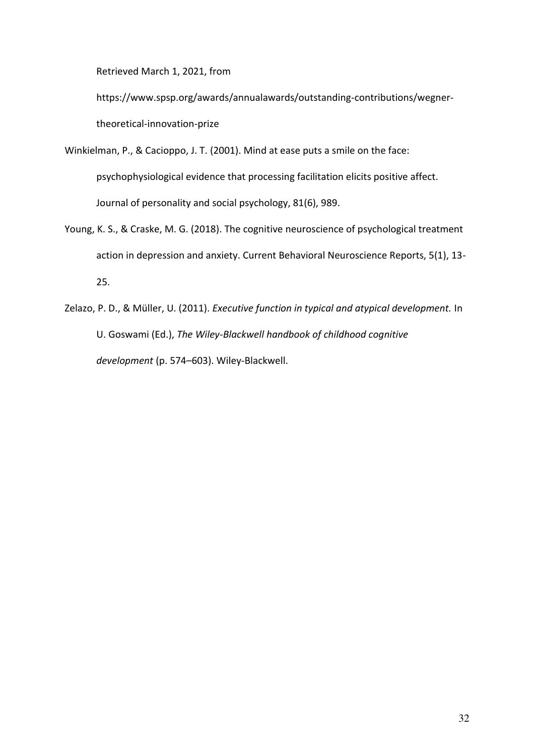Retrieved March 1, 2021, from https://www.spsp.org/awards/annualawards/outstanding-contributions/wegner-theoretical-innovation-prize

Winkielman, P., & Cacioppo, J. T. (2001). Mind at ease puts a smile on the face: psychophysiological evidence that processing facilitation elicits positive affect. Journal of personality and social psychology, 81(6), 989.

Young, K. S., & Craske, M. G. (2018). The cognitive neuroscience of psychological treatment action in depression and anxiety. Current Behavioral Neuroscience Reports, 5(1), 13-25.

Zelazo, P. D., & Müller, U. (2011). *Executive function in typical and atypical development.* In U. Goswami (Ed.), *The Wiley-Blackwell handbook of childhood cognitive development* (p. 574–603). Wiley-Blackwell.